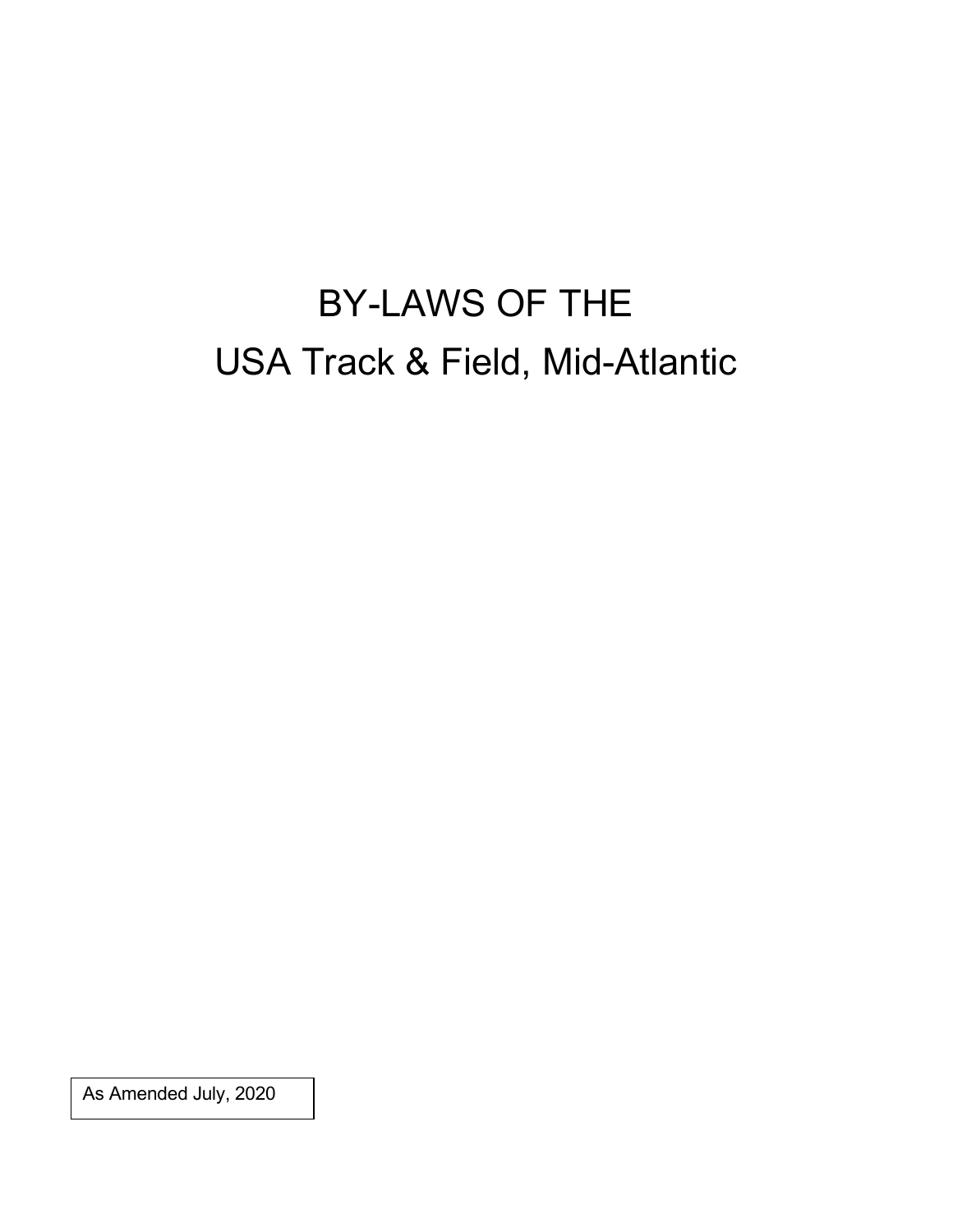# BY-LAWS OF THE
# USA Track & Field, Mid-Atlantic

As Amended July, 2020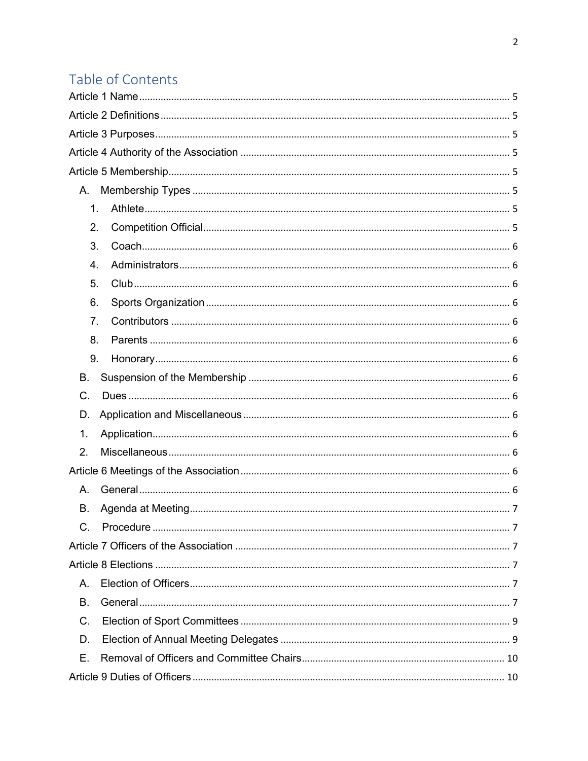# Table of Contents

Article 1 Name ..... 5

Article 2 Definitions ..... 5

Article 3 Purposes ..... 5

Article 4 Authority of the Association ..... 5

Article 5 Membership ..... 5

- A. Membership Types ..... 5
  1. Athlete ..... 5
  2. Competition Official ..... 5
  3. Coach ..... 6
  4. Administrators ..... 6
  5. Club ..... 6
  6. Sports Organization ..... 6
  7. Contributors ..... 6
  8. Parents ..... 6
  9. Honorary ..... 6
- B. Suspension of the Membership ..... 6
- C. Dues ..... 6
- D. Application and Miscellaneous ..... 6
  1. Application ..... 6
  2. Miscellaneous ..... 6

Article 6 Meetings of the Association ..... 6

- A. General ..... 6
- B. Agenda at Meeting ..... 7
- C. Procedure ..... 7

Article 7 Officers of the Association ..... 7

Article 8 Elections ..... 7

- A. Election of Officers ..... 7
- B. General ..... 7
- C. Election of Sport Committees ..... 9
- D. Election of Annual Meeting Delegates ..... 9
- E. Removal of Officers and Committee Chairs ..... 10

Article 9 Duties of Officers ..... 10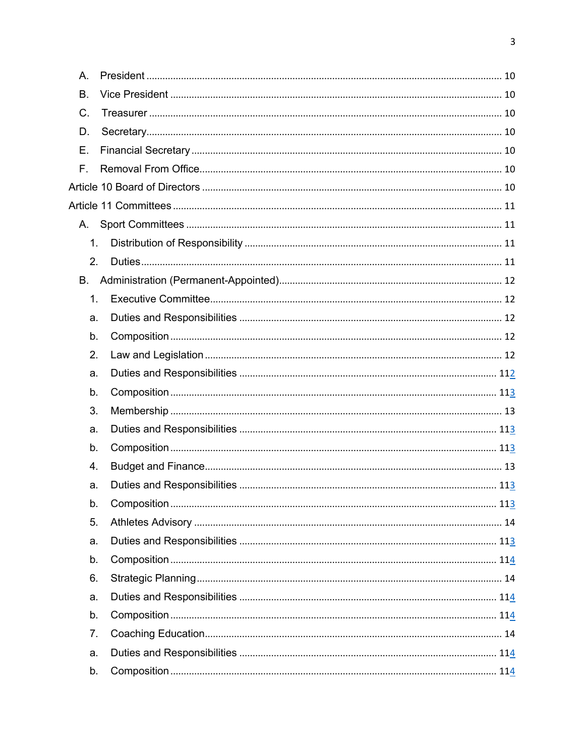A. President ..... 10

B. Vice President ..... 10

C. Treasurer ..... 10

D. Secretary ..... 10

E. Financial Secretary ..... 10

F. Removal From Office ..... 10

Article 10 Board of Directors ..... 10

Article 11 Committees ..... 11

A. Sport Committees ..... 11

1. Distribution of Responsibility ..... 11

2. Duties ..... 11

B. Administration (Permanent-Appointed) ..... 12

1. Executive Committee ..... 12

a. Duties and Responsibilities ..... 12

b. Composition ..... 12

2. Law and Legislation ..... 12

a. Duties and Responsibilities ..... 112

b. Composition ..... 113

3. Membership ..... 13

a. Duties and Responsibilities ..... 113

b. Composition ..... 113

4. Budget and Finance ..... 13

a. Duties and Responsibilities ..... 113

b. Composition ..... 113

5. Athletes Advisory ..... 14

a. Duties and Responsibilities ..... 113

b. Composition ..... 114

6. Strategic Planning ..... 14

a. Duties and Responsibilities ..... 114

b. Composition ..... 114

7. Coaching Education ..... 14

a. Duties and Responsibilities ..... 114

b. Composition ..... 114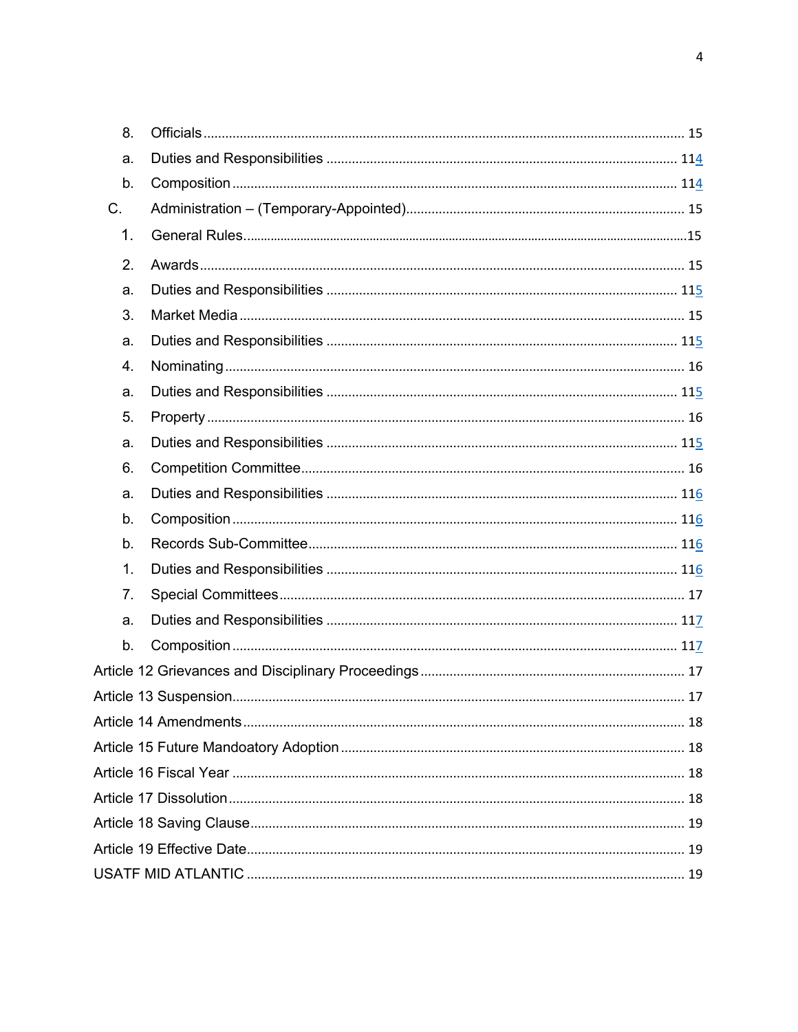8. Officials ........................................................................................................ 15

a. Duties and Responsibilities .................................................................................. 114

b. Composition ........................................................................................................ 114

C. Administration – (Temporary-Appointed)........................................................... 15

1. General Rules........................................................................................................15

2. Awards ................................................................................................................ 15

a. Duties and Responsibilities .................................................................................. 115

3. Market Media ....................................................................................................... 15

a. Duties and Responsibilities .................................................................................. 115

4. Nominating .......................................................................................................... 16

a. Duties and Responsibilities .................................................................................. 115

5. Property ............................................................................................................... 16

a. Duties and Responsibilities .................................................................................. 115

6. Competition Committee........................................................................................ 16

a. Duties and Responsibilities .................................................................................. 116

b. Composition ........................................................................................................ 116

b. Records Sub-Committee...................................................................................... 116

1. Duties and Responsibilities .................................................................................. 116

7. Special Committees.............................................................................................. 17

a. Duties and Responsibilities .................................................................................. 117

b. Composition ........................................................................................................ 117

Article 12 Grievances and Disciplinary Proceedings ........................................................ 17

Article 13 Suspension........................................................................................................ 17

Article 14 Amendments ..................................................................................................... 18

Article 15 Future Mandoatory Adoption ............................................................................ 18

Article 16 Fiscal Year ........................................................................................................ 18

Article 17 Dissolution......................................................................................................... 18

Article 18 Saving Clause.................................................................................................... 19

Article 19 Effective Date..................................................................................................... 19

USATF MID ATLANTIC ..................................................................................................... 19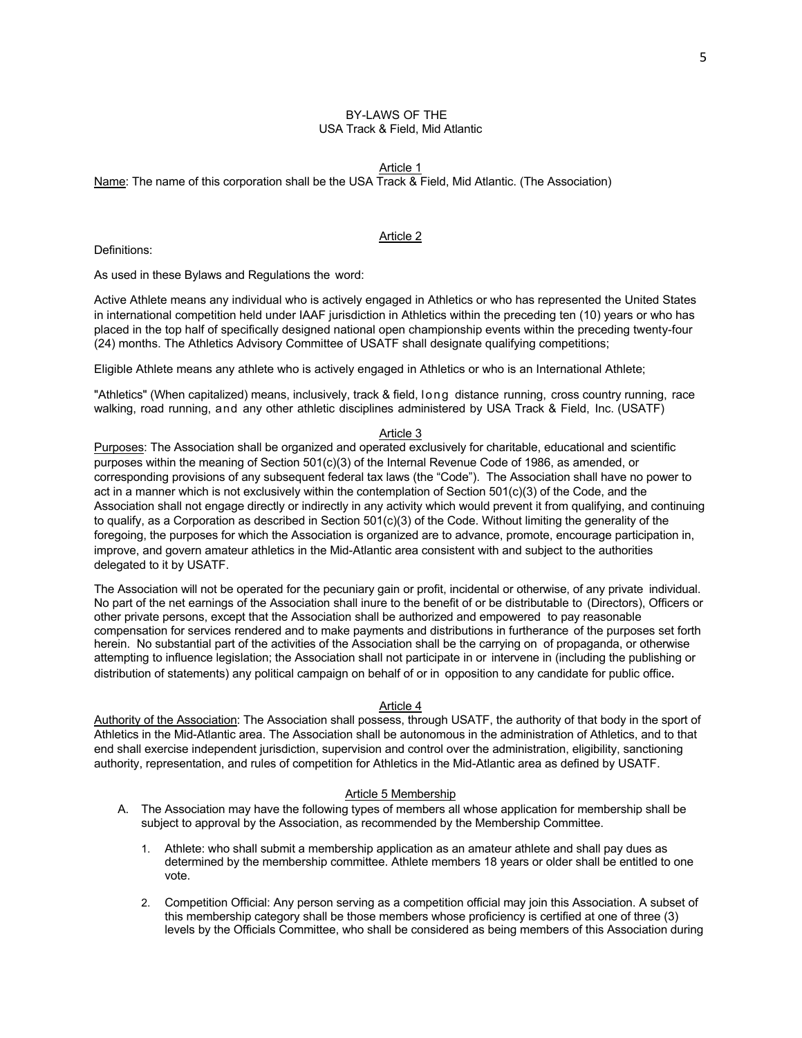BY-LAWS OF THE
USA Track & Field, Mid Atlantic

Article 1

Name: The name of this corporation shall be the USA Track & Field, Mid Atlantic. (The Association)

Article 2

Definitions:

As used in these Bylaws and Regulations the word:

Active Athlete means any individual who is actively engaged in Athletics or who has represented the United States in international competition held under IAAF jurisdiction in Athletics within the preceding ten (10) years or who has placed in the top half of specifically designed national open championship events within the preceding twenty-four (24) months. The Athletics Advisory Committee of USATF shall designate qualifying competitions;

Eligible Athlete means any athlete who is actively engaged in Athletics or who is an International Athlete;

"Athletics" (When capitalized) means, inclusively, track & field, long distance running, cross country running, race walking, road running, and any other athletic disciplines administered by USA Track & Field, Inc. (USATF)

Article 3

Purposes: The Association shall be organized and operated exclusively for charitable, educational and scientific purposes within the meaning of Section 501(c)(3) of the Internal Revenue Code of 1986, as amended, or corresponding provisions of any subsequent federal tax laws (the "Code"). The Association shall have no power to act in a manner which is not exclusively within the contemplation of Section 501(c)(3) of the Code, and the Association shall not engage directly or indirectly in any activity which would prevent it from qualifying, and continuing to qualify, as a Corporation as described in Section 501(c)(3) of the Code. Without limiting the generality of the foregoing, the purposes for which the Association is organized are to advance, promote, encourage participation in, improve, and govern amateur athletics in the Mid-Atlantic area consistent with and subject to the authorities delegated to it by USATF.

The Association will not be operated for the pecuniary gain or profit, incidental or otherwise, of any private individual. No part of the net earnings of the Association shall inure to the benefit of or be distributable to (Directors), Officers or other private persons, except that the Association shall be authorized and empowered to pay reasonable compensation for services rendered and to make payments and distributions in furtherance of the purposes set forth herein. No substantial part of the activities of the Association shall be the carrying on of propaganda, or otherwise attempting to influence legislation; the Association shall not participate in or intervene in (including the publishing or distribution of statements) any political campaign on behalf of or in opposition to any candidate for public office.

Article 4

Authority of the Association: The Association shall possess, through USATF, the authority of that body in the sport of Athletics in the Mid-Atlantic area. The Association shall be autonomous in the administration of Athletics, and to that end shall exercise independent jurisdiction, supervision and control over the administration, eligibility, sanctioning authority, representation, and rules of competition for Athletics in the Mid-Atlantic area as defined by USATF.

Article 5 Membership

A. The Association may have the following types of members all whose application for membership shall be subject to approval by the Association, as recommended by the Membership Committee.

   1. Athlete: who shall submit a membership application as an amateur athlete and shall pay dues as determined by the membership committee. Athlete members 18 years or older shall be entitled to one vote.

   2. Competition Official: Any person serving as a competition official may join this Association. A subset of this membership category shall be those members whose proficiency is certified at one of three (3) levels by the Officials Committee, who shall be considered as being members of this Association during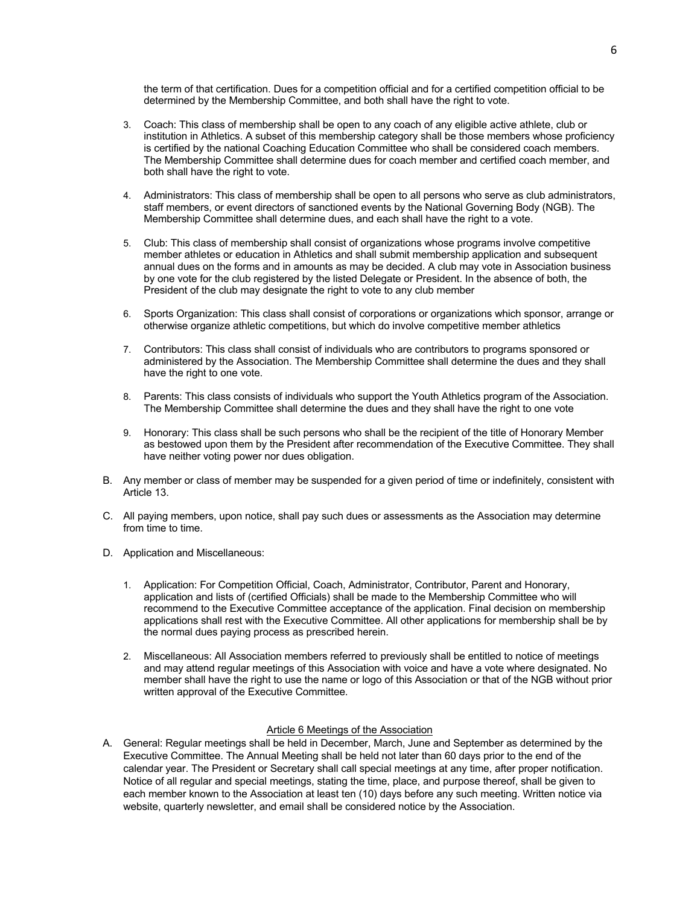the term of that certification. Dues for a competition official and for a certified competition official to be determined by the Membership Committee, and both shall have the right to vote.

3. Coach: This class of membership shall be open to any coach of any eligible active athlete, club or institution in Athletics. A subset of this membership category shall be those members whose proficiency is certified by the national Coaching Education Committee who shall be considered coach members. The Membership Committee shall determine dues for coach member and certified coach member, and both shall have the right to vote.

4. Administrators: This class of membership shall be open to all persons who serve as club administrators, staff members, or event directors of sanctioned events by the National Governing Body (NGB). The Membership Committee shall determine dues, and each shall have the right to a vote.

5. Club: This class of membership shall consist of organizations whose programs involve competitive member athletes or education in Athletics and shall submit membership application and subsequent annual dues on the forms and in amounts as may be decided. A club may vote in Association business by one vote for the club registered by the listed Delegate or President. In the absence of both, the President of the club may designate the right to vote to any club member

6. Sports Organization: This class shall consist of corporations or organizations which sponsor, arrange or otherwise organize athletic competitions, but which do involve competitive member athletics

7. Contributors: This class shall consist of individuals who are contributors to programs sponsored or administered by the Association. The Membership Committee shall determine the dues and they shall have the right to one vote.

8. Parents: This class consists of individuals who support the Youth Athletics program of the Association. The Membership Committee shall determine the dues and they shall have the right to one vote

9. Honorary: This class shall be such persons who shall be the recipient of the title of Honorary Member as bestowed upon them by the President after recommendation of the Executive Committee. They shall have neither voting power nor dues obligation.

B. Any member or class of member may be suspended for a given period of time or indefinitely, consistent with Article 13.

C. All paying members, upon notice, shall pay such dues or assessments as the Association may determine from time to time.

D. Application and Miscellaneous:

1. Application: For Competition Official, Coach, Administrator, Contributor, Parent and Honorary, application and lists of (certified Officials) shall be made to the Membership Committee who will recommend to the Executive Committee acceptance of the application. Final decision on membership applications shall rest with the Executive Committee. All other applications for membership shall be by the normal dues paying process as prescribed herein.

2. Miscellaneous: All Association members referred to previously shall be entitled to notice of meetings and may attend regular meetings of this Association with voice and have a vote where designated. No member shall have the right to use the name or logo of this Association or that of the NGB without prior written approval of the Executive Committee.

## Article 6 Meetings of the Association

A. General: Regular meetings shall be held in December, March, June and September as determined by the Executive Committee. The Annual Meeting shall be held not later than 60 days prior to the end of the calendar year. The President or Secretary shall call special meetings at any time, after proper notification. Notice of all regular and special meetings, stating the time, place, and purpose thereof, shall be given to each member known to the Association at least ten (10) days before any such meeting. Written notice via website, quarterly newsletter, and email shall be considered notice by the Association.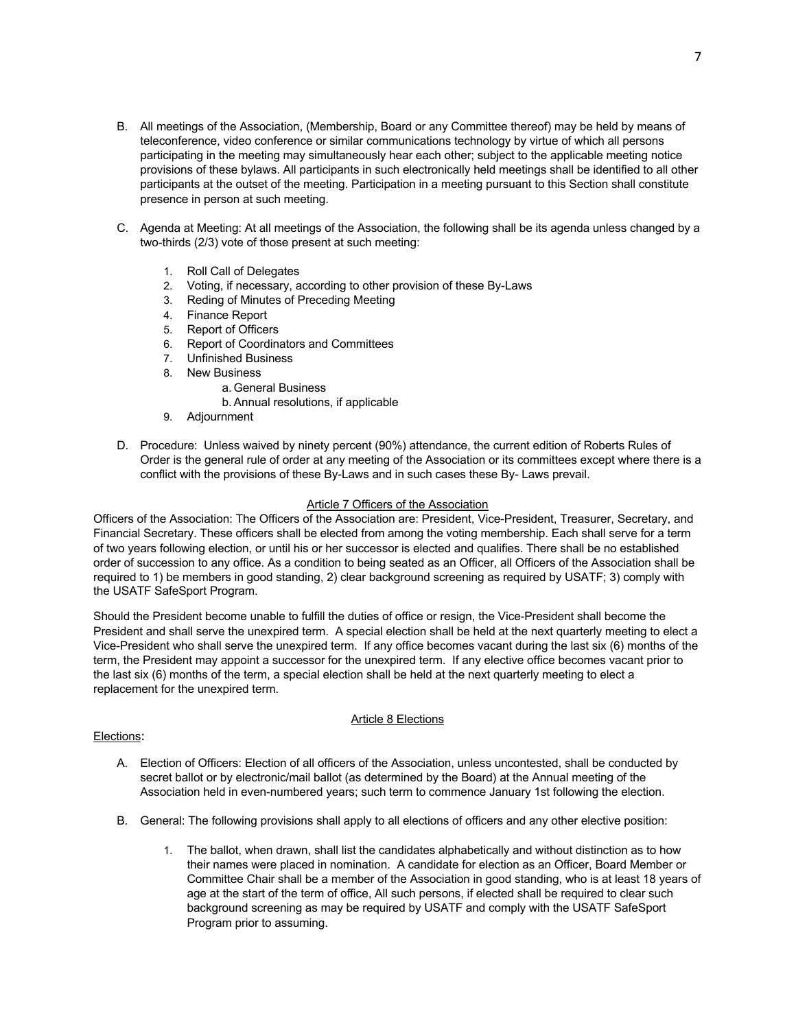B. All meetings of the Association, (Membership, Board or any Committee thereof) may be held by means of teleconference, video conference or similar communications technology by virtue of which all persons participating in the meeting may simultaneously hear each other; subject to the applicable meeting notice provisions of these bylaws. All participants in such electronically held meetings shall be identified to all other participants at the outset of the meeting. Participation in a meeting pursuant to this Section shall constitute presence in person at such meeting.

C. Agenda at Meeting: At all meetings of the Association, the following shall be its agenda unless changed by a two-thirds (2/3) vote of those present at such meeting:

1. Roll Call of Delegates
2. Voting, if necessary, according to other provision of these By-Laws
3. Reding of Minutes of Preceding Meeting
4. Finance Report
5. Report of Officers
6. Report of Coordinators and Committees
7. Unfinished Business
8. New Business
   a. General Business
   b. Annual resolutions, if applicable
9. Adjournment

D. Procedure: Unless waived by ninety percent (90%) attendance, the current edition of Roberts Rules of Order is the general rule of order at any meeting of the Association or its committees except where there is a conflict with the provisions of these By-Laws and in such cases these By- Laws prevail.

## Article 7 Officers of the Association

Officers of the Association: The Officers of the Association are: President, Vice-President, Treasurer, Secretary, and Financial Secretary. These officers shall be elected from among the voting membership. Each shall serve for a term of two years following election, or until his or her successor is elected and qualifies. There shall be no established order of succession to any office. As a condition to being seated as an Officer, all Officers of the Association shall be required to 1) be members in good standing, 2) clear background screening as required by USATF; 3) comply with the USATF SafeSport Program.

Should the President become unable to fulfill the duties of office or resign, the Vice-President shall become the President and shall serve the unexpired term. A special election shall be held at the next quarterly meeting to elect a Vice-President who shall serve the unexpired term. If any office becomes vacant during the last six (6) months of the term, the President may appoint a successor for the unexpired term. If any elective office becomes vacant prior to the last six (6) months of the term, a special election shall be held at the next quarterly meeting to elect a replacement for the unexpired term.

## Article 8 Elections

Elections**:**

A. Election of Officers: Election of all officers of the Association, unless uncontested, shall be conducted by secret ballot or by electronic/mail ballot (as determined by the Board) at the Annual meeting of the Association held in even-numbered years; such term to commence January 1st following the election.

B. General: The following provisions shall apply to all elections of officers and any other elective position:

1. The ballot, when drawn, shall list the candidates alphabetically and without distinction as to how their names were placed in nomination. A candidate for election as an Officer, Board Member or Committee Chair shall be a member of the Association in good standing, who is at least 18 years of age at the start of the term of office, All such persons, if elected shall be required to clear such background screening as may be required by USATF and comply with the USATF SafeSport Program prior to assuming.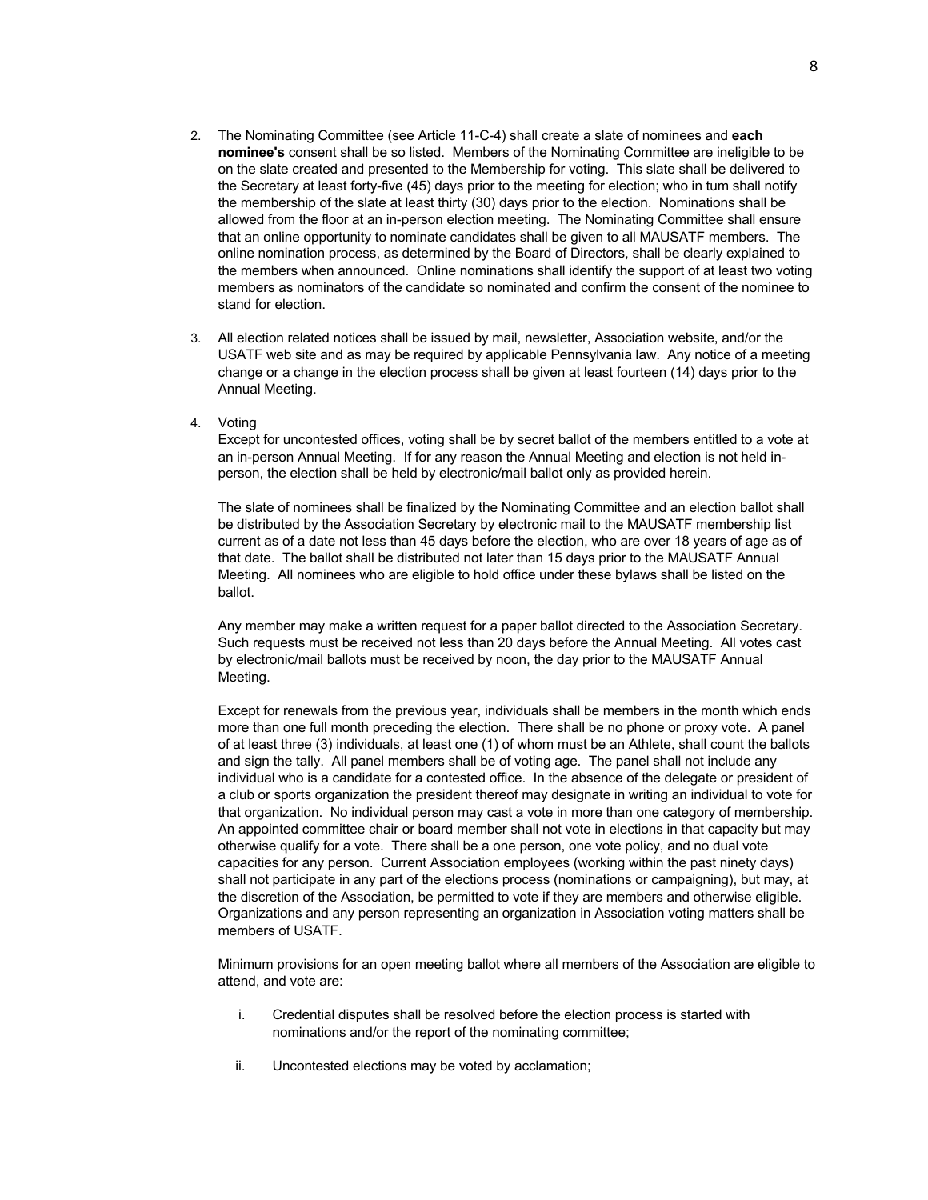2. The Nominating Committee (see Article 11-C-4) shall create a slate of nominees and **each nominee's** consent shall be so listed. Members of the Nominating Committee are ineligible to be on the slate created and presented to the Membership for voting. This slate shall be delivered to the Secretary at least forty-five (45) days prior to the meeting for election; who in tum shall notify the membership of the slate at least thirty (30) days prior to the election. Nominations shall be allowed from the floor at an in-person election meeting. The Nominating Committee shall ensure that an online opportunity to nominate candidates shall be given to all MAUSATF members. The online nomination process, as determined by the Board of Directors, shall be clearly explained to the members when announced. Online nominations shall identify the support of at least two voting members as nominators of the candidate so nominated and confirm the consent of the nominee to stand for election.

3. All election related notices shall be issued by mail, newsletter, Association website, and/or the USATF web site and as may be required by applicable Pennsylvania law. Any notice of a meeting change or a change in the election process shall be given at least fourteen (14) days prior to the Annual Meeting.

4. Voting

   Except for uncontested offices, voting shall be by secret ballot of the members entitled to a vote at an in-person Annual Meeting. If for any reason the Annual Meeting and election is not held in-person, the election shall be held by electronic/mail ballot only as provided herein.

   The slate of nominees shall be finalized by the Nominating Committee and an election ballot shall be distributed by the Association Secretary by electronic mail to the MAUSATF membership list current as of a date not less than 45 days before the election, who are over 18 years of age as of that date. The ballot shall be distributed not later than 15 days prior to the MAUSATF Annual Meeting. All nominees who are eligible to hold office under these bylaws shall be listed on the ballot.

   Any member may make a written request for a paper ballot directed to the Association Secretary. Such requests must be received not less than 20 days before the Annual Meeting. All votes cast by electronic/mail ballots must be received by noon, the day prior to the MAUSATF Annual Meeting.

   Except for renewals from the previous year, individuals shall be members in the month which ends more than one full month preceding the election. There shall be no phone or proxy vote. A panel of at least three (3) individuals, at least one (1) of whom must be an Athlete, shall count the ballots and sign the tally. All panel members shall be of voting age. The panel shall not include any individual who is a candidate for a contested office. In the absence of the delegate or president of a club or sports organization the president thereof may designate in writing an individual to vote for that organization. No individual person may cast a vote in more than one category of membership. An appointed committee chair or board member shall not vote in elections in that capacity but may otherwise qualify for a vote. There shall be a one person, one vote policy, and no dual vote capacities for any person. Current Association employees (working within the past ninety days) shall not participate in any part of the elections process (nominations or campaigning), but may, at the discretion of the Association, be permitted to vote if they are members and otherwise eligible. Organizations and any person representing an organization in Association voting matters shall be members of USATF.

   Minimum provisions for an open meeting ballot where all members of the Association are eligible to attend, and vote are:

   i. Credential disputes shall be resolved before the election process is started with nominations and/or the report of the nominating committee;

   ii. Uncontested elections may be voted by acclamation;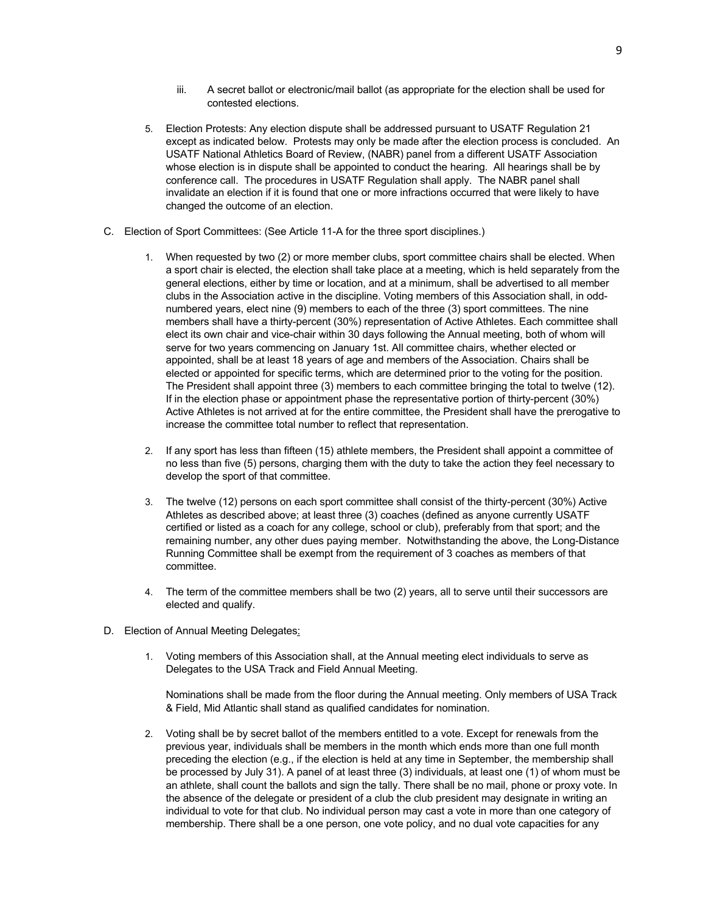iii. A secret ballot or electronic/mail ballot (as appropriate for the election shall be used for contested elections.

5. Election Protests: Any election dispute shall be addressed pursuant to USATF Regulation 21 except as indicated below. Protests may only be made after the election process is concluded. An USATF National Athletics Board of Review, (NABR) panel from a different USATF Association whose election is in dispute shall be appointed to conduct the hearing. All hearings shall be by conference call. The procedures in USATF Regulation shall apply. The NABR panel shall invalidate an election if it is found that one or more infractions occurred that were likely to have changed the outcome of an election.

C. Election of Sport Committees: (See Article 11-A for the three sport disciplines.)

1. When requested by two (2) or more member clubs, sport committee chairs shall be elected. When a sport chair is elected, the election shall take place at a meeting, which is held separately from the general elections, either by time or location, and at a minimum, shall be advertised to all member clubs in the Association active in the discipline. Voting members of this Association shall, in odd-numbered years, elect nine (9) members to each of the three (3) sport committees. The nine members shall have a thirty-percent (30%) representation of Active Athletes. Each committee shall elect its own chair and vice-chair within 30 days following the Annual meeting, both of whom will serve for two years commencing on January 1st. All committee chairs, whether elected or appointed, shall be at least 18 years of age and members of the Association. Chairs shall be elected or appointed for specific terms, which are determined prior to the voting for the position. The President shall appoint three (3) members to each committee bringing the total to twelve (12). If in the election phase or appointment phase the representative portion of thirty-percent (30%) Active Athletes is not arrived at for the entire committee, the President shall have the prerogative to increase the committee total number to reflect that representation.

2. If any sport has less than fifteen (15) athlete members, the President shall appoint a committee of no less than five (5) persons, charging them with the duty to take the action they feel necessary to develop the sport of that committee.

3. The twelve (12) persons on each sport committee shall consist of the thirty-percent (30%) Active Athletes as described above; at least three (3) coaches (defined as anyone currently USATF certified or listed as a coach for any college, school or club), preferably from that sport; and the remaining number, any other dues paying member. Notwithstanding the above, the Long-Distance Running Committee shall be exempt from the requirement of 3 coaches as members of that committee.

4. The term of the committee members shall be two (2) years, all to serve until their successors are elected and qualify.

D. Election of Annual Meeting Delegates:

1. Voting members of this Association shall, at the Annual meeting elect individuals to serve as Delegates to the USA Track and Field Annual Meeting.

   Nominations shall be made from the floor during the Annual meeting. Only members of USA Track & Field, Mid Atlantic shall stand as qualified candidates for nomination.

2. Voting shall be by secret ballot of the members entitled to a vote. Except for renewals from the previous year, individuals shall be members in the month which ends more than one full month preceding the election (e.g., if the election is held at any time in September, the membership shall be processed by July 31). A panel of at least three (3) individuals, at least one (1) of whom must be an athlete, shall count the ballots and sign the tally. There shall be no mail, phone or proxy vote. In the absence of the delegate or president of a club the club president may designate in writing an individual to vote for that club. No individual person may cast a vote in more than one category of membership. There shall be a one person, one vote policy, and no dual vote capacities for any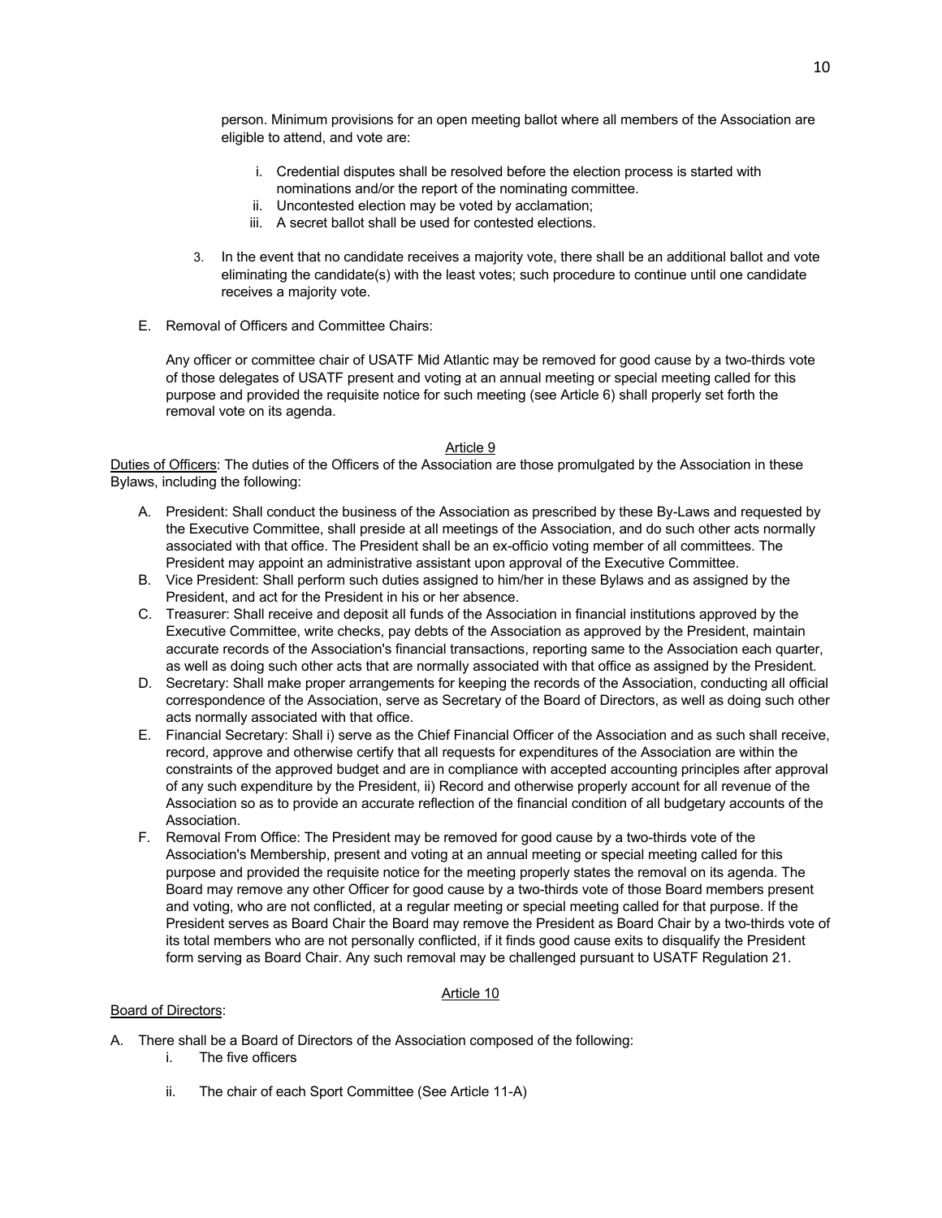person. Minimum provisions for an open meeting ballot where all members of the Association are eligible to attend, and vote are:

i. Credential disputes shall be resolved before the election process is started with nominations and/or the report of the nominating committee.
ii. Uncontested election may be voted by acclamation;
iii. A secret ballot shall be used for contested elections.

3. In the event that no candidate receives a majority vote, there shall be an additional ballot and vote eliminating the candidate(s) with the least votes; such procedure to continue until one candidate receives a majority vote.

E. Removal of Officers and Committee Chairs:

Any officer or committee chair of USATF Mid Atlantic may be removed for good cause by a two-thirds vote of those delegates of USATF present and voting at an annual meeting or special meeting called for this purpose and provided the requisite notice for such meeting (see Article 6) shall properly set forth the removal vote on its agenda.

## Article 9

Duties of Officers: The duties of the Officers of the Association are those promulgated by the Association in these Bylaws, including the following:

A. President: Shall conduct the business of the Association as prescribed by these By-Laws and requested by the Executive Committee, shall preside at all meetings of the Association, and do such other acts normally associated with that office. The President shall be an ex-officio voting member of all committees. The President may appoint an administrative assistant upon approval of the Executive Committee.
B. Vice President: Shall perform such duties assigned to him/her in these Bylaws and as assigned by the President, and act for the President in his or her absence.
C. Treasurer: Shall receive and deposit all funds of the Association in financial institutions approved by the Executive Committee, write checks, pay debts of the Association as approved by the President, maintain accurate records of the Association's financial transactions, reporting same to the Association each quarter, as well as doing such other acts that are normally associated with that office as assigned by the President.
D. Secretary: Shall make proper arrangements for keeping the records of the Association, conducting all official correspondence of the Association, serve as Secretary of the Board of Directors, as well as doing such other acts normally associated with that office.
E. Financial Secretary: Shall i) serve as the Chief Financial Officer of the Association and as such shall receive, record, approve and otherwise certify that all requests for expenditures of the Association are within the constraints of the approved budget and are in compliance with accepted accounting principles after approval of any such expenditure by the President, ii) Record and otherwise properly account for all revenue of the Association so as to provide an accurate reflection of the financial condition of all budgetary accounts of the Association.
F. Removal From Office: The President may be removed for good cause by a two-thirds vote of the Association's Membership, present and voting at an annual meeting or special meeting called for this purpose and provided the requisite notice for the meeting properly states the removal on its agenda. The Board may remove any other Officer for good cause by a two-thirds vote of those Board members present and voting, who are not conflicted, at a regular meeting or special meeting called for that purpose. If the President serves as Board Chair the Board may remove the President as Board Chair by a two-thirds vote of its total members who are not personally conflicted, if it finds good cause exits to disqualify the President form serving as Board Chair. Any such removal may be challenged pursuant to USATF Regulation 21.

## Article 10

Board of Directors:

A. There shall be a Board of Directors of the Association composed of the following:
   i. The five officers
   ii. The chair of each Sport Committee (See Article 11-A)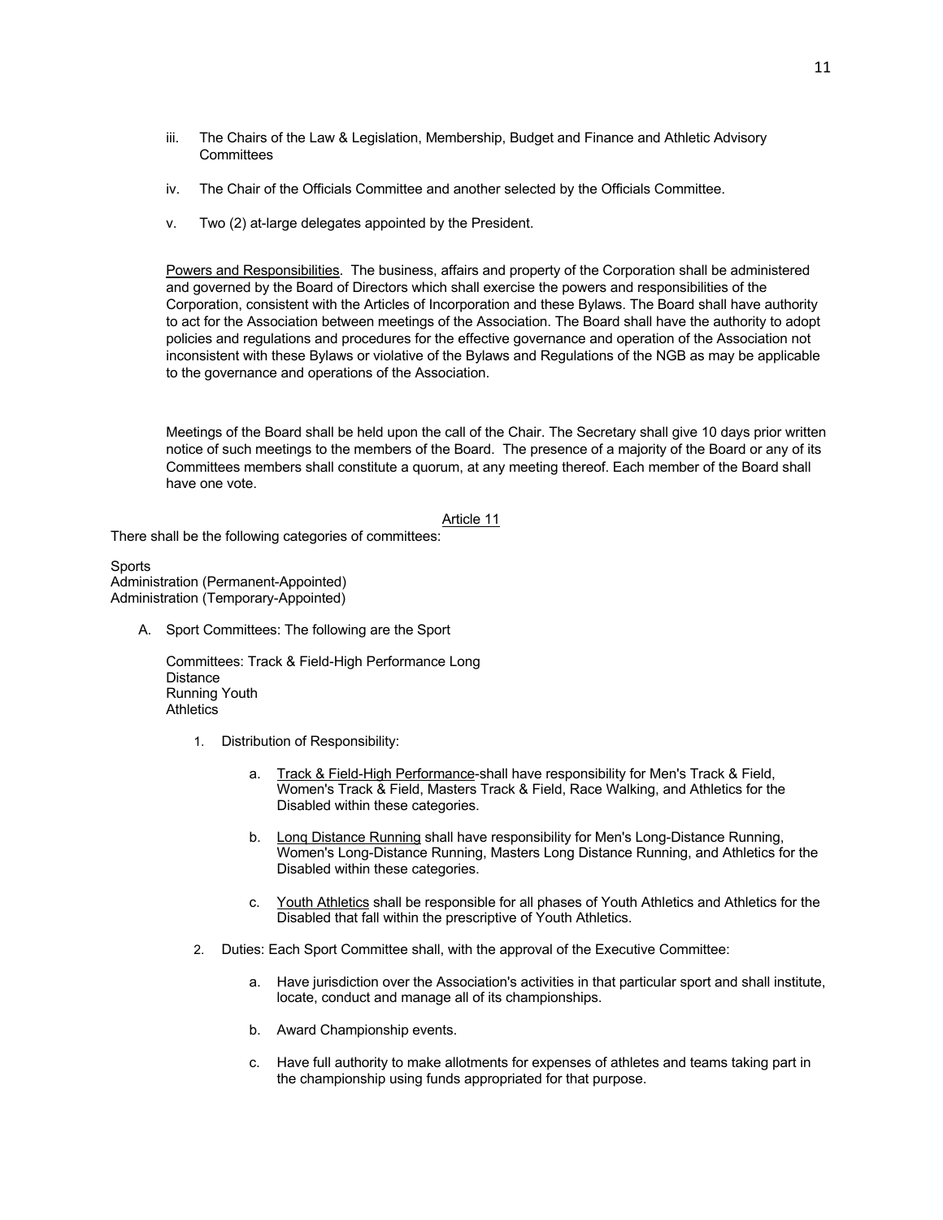iii. The Chairs of the Law & Legislation, Membership, Budget and Finance and Athletic Advisory Committees

iv. The Chair of the Officials Committee and another selected by the Officials Committee.

v. Two (2) at-large delegates appointed by the President.

Powers and Responsibilities. The business, affairs and property of the Corporation shall be administered and governed by the Board of Directors which shall exercise the powers and responsibilities of the Corporation, consistent with the Articles of Incorporation and these Bylaws. The Board shall have authority to act for the Association between meetings of the Association. The Board shall have the authority to adopt policies and regulations and procedures for the effective governance and operation of the Association not inconsistent with these Bylaws or violative of the Bylaws and Regulations of the NGB as may be applicable to the governance and operations of the Association.

Meetings of the Board shall be held upon the call of the Chair. The Secretary shall give 10 days prior written notice of such meetings to the members of the Board. The presence of a majority of the Board or any of its Committees members shall constitute a quorum, at any meeting thereof. Each member of the Board shall have one vote.

## Article 11

There shall be the following categories of committees:

Sports
Administration (Permanent-Appointed)
Administration (Temporary-Appointed)

A. Sport Committees: The following are the Sport

Committees: Track & Field-High Performance Long
Distance
Running Youth
Athletics

1. Distribution of Responsibility:

   a. Track & Field-High Performance-shall have responsibility for Men's Track & Field, Women's Track & Field, Masters Track & Field, Race Walking, and Athletics for the Disabled within these categories.

   b. Long Distance Running shall have responsibility for Men's Long-Distance Running, Women's Long-Distance Running, Masters Long Distance Running, and Athletics for the Disabled within these categories.

   c. Youth Athletics shall be responsible for all phases of Youth Athletics and Athletics for the Disabled that fall within the prescriptive of Youth Athletics.

2. Duties: Each Sport Committee shall, with the approval of the Executive Committee:

   a. Have jurisdiction over the Association's activities in that particular sport and shall institute, locate, conduct and manage all of its championships.

   b. Award Championship events.

   c. Have full authority to make allotments for expenses of athletes and teams taking part in the championship using funds appropriated for that purpose.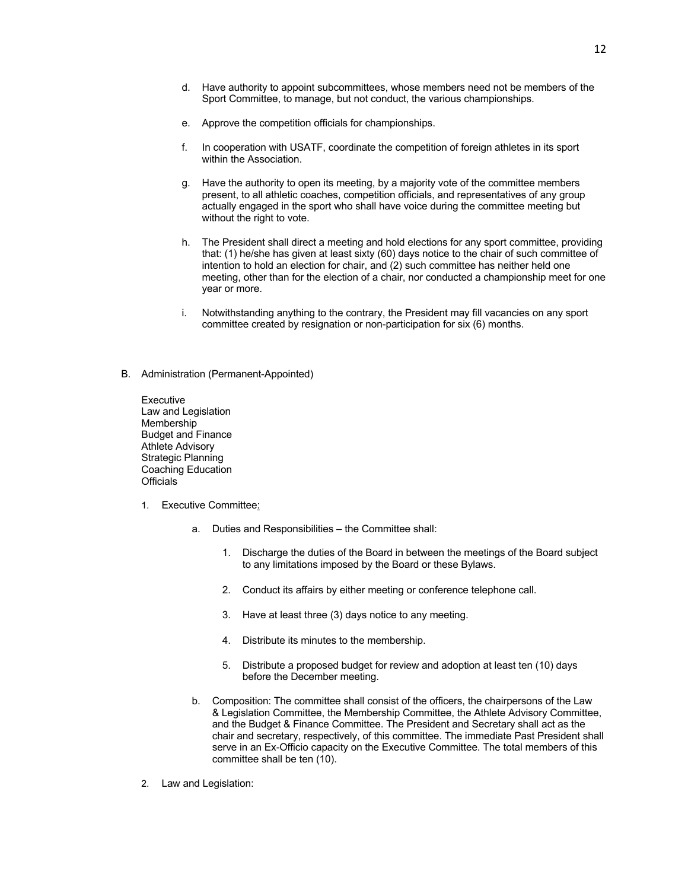d. Have authority to appoint subcommittees, whose members need not be members of the Sport Committee, to manage, but not conduct, the various championships.

e. Approve the competition officials for championships.

f. In cooperation with USATF, coordinate the competition of foreign athletes in its sport within the Association.

g. Have the authority to open its meeting, by a majority vote of the committee members present, to all athletic coaches, competition officials, and representatives of any group actually engaged in the sport who shall have voice during the committee meeting but without the right to vote.

h. The President shall direct a meeting and hold elections for any sport committee, providing that: (1) he/she has given at least sixty (60) days notice to the chair of such committee of intention to hold an election for chair, and (2) such committee has neither held one meeting, other than for the election of a chair, nor conducted a championship meet for one year or more.

i. Notwithstanding anything to the contrary, the President may fill vacancies on any sport committee created by resignation or non-participation for six (6) months.

B. Administration (Permanent-Appointed)

Executive
Law and Legislation
Membership
Budget and Finance
Athlete Advisory
Strategic Planning
Coaching Education
Officials

1. Executive Committee:

   a. Duties and Responsibilities – the Committee shall:

      1. Discharge the duties of the Board in between the meetings of the Board subject to any limitations imposed by the Board or these Bylaws.

      2. Conduct its affairs by either meeting or conference telephone call.

      3. Have at least three (3) days notice to any meeting.

      4. Distribute its minutes to the membership.

      5. Distribute a proposed budget for review and adoption at least ten (10) days before the December meeting.

   b. Composition: The committee shall consist of the officers, the chairpersons of the Law & Legislation Committee, the Membership Committee, the Athlete Advisory Committee, and the Budget & Finance Committee. The President and Secretary shall act as the chair and secretary, respectively, of this committee. The immediate Past President shall serve in an Ex-Officio capacity on the Executive Committee. The total members of this committee shall be ten (10).

2. Law and Legislation: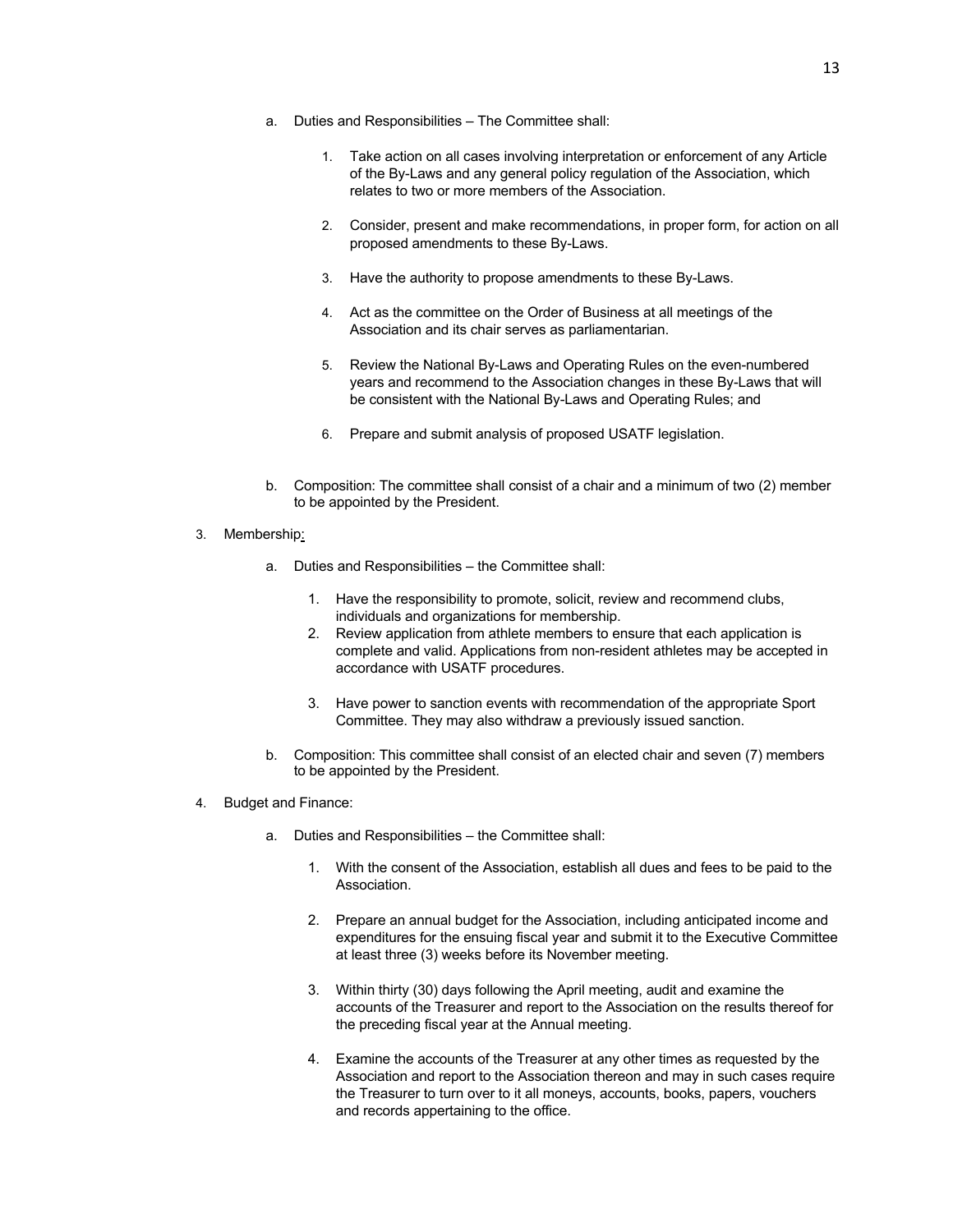a. Duties and Responsibilities – The Committee shall:

   1. Take action on all cases involving interpretation or enforcement of any Article of the By-Laws and any general policy regulation of the Association, which relates to two or more members of the Association.

   2. Consider, present and make recommendations, in proper form, for action on all proposed amendments to these By-Laws.

   3. Have the authority to propose amendments to these By-Laws.

   4. Act as the committee on the Order of Business at all meetings of the Association and its chair serves as parliamentarian.

   5. Review the National By-Laws and Operating Rules on the even-numbered years and recommend to the Association changes in these By-Laws that will be consistent with the National By-Laws and Operating Rules; and

   6. Prepare and submit analysis of proposed USATF legislation.

b. Composition: The committee shall consist of a chair and a minimum of two (2) member to be appointed by the President.

3. Membership:

   a. Duties and Responsibilities – the Committee shall:

      1. Have the responsibility to promote, solicit, review and recommend clubs, individuals and organizations for membership.
      2. Review application from athlete members to ensure that each application is complete and valid. Applications from non-resident athletes may be accepted in accordance with USATF procedures.

      3. Have power to sanction events with recommendation of the appropriate Sport Committee. They may also withdraw a previously issued sanction.

   b. Composition: This committee shall consist of an elected chair and seven (7) members to be appointed by the President.

4. Budget and Finance:

   a. Duties and Responsibilities – the Committee shall:

      1. With the consent of the Association, establish all dues and fees to be paid to the Association.

      2. Prepare an annual budget for the Association, including anticipated income and expenditures for the ensuing fiscal year and submit it to the Executive Committee at least three (3) weeks before its November meeting.

      3. Within thirty (30) days following the April meeting, audit and examine the accounts of the Treasurer and report to the Association on the results thereof for the preceding fiscal year at the Annual meeting.

      4. Examine the accounts of the Treasurer at any other times as requested by the Association and report to the Association thereon and may in such cases require the Treasurer to turn over to it all moneys, accounts, books, papers, vouchers and records appertaining to the office.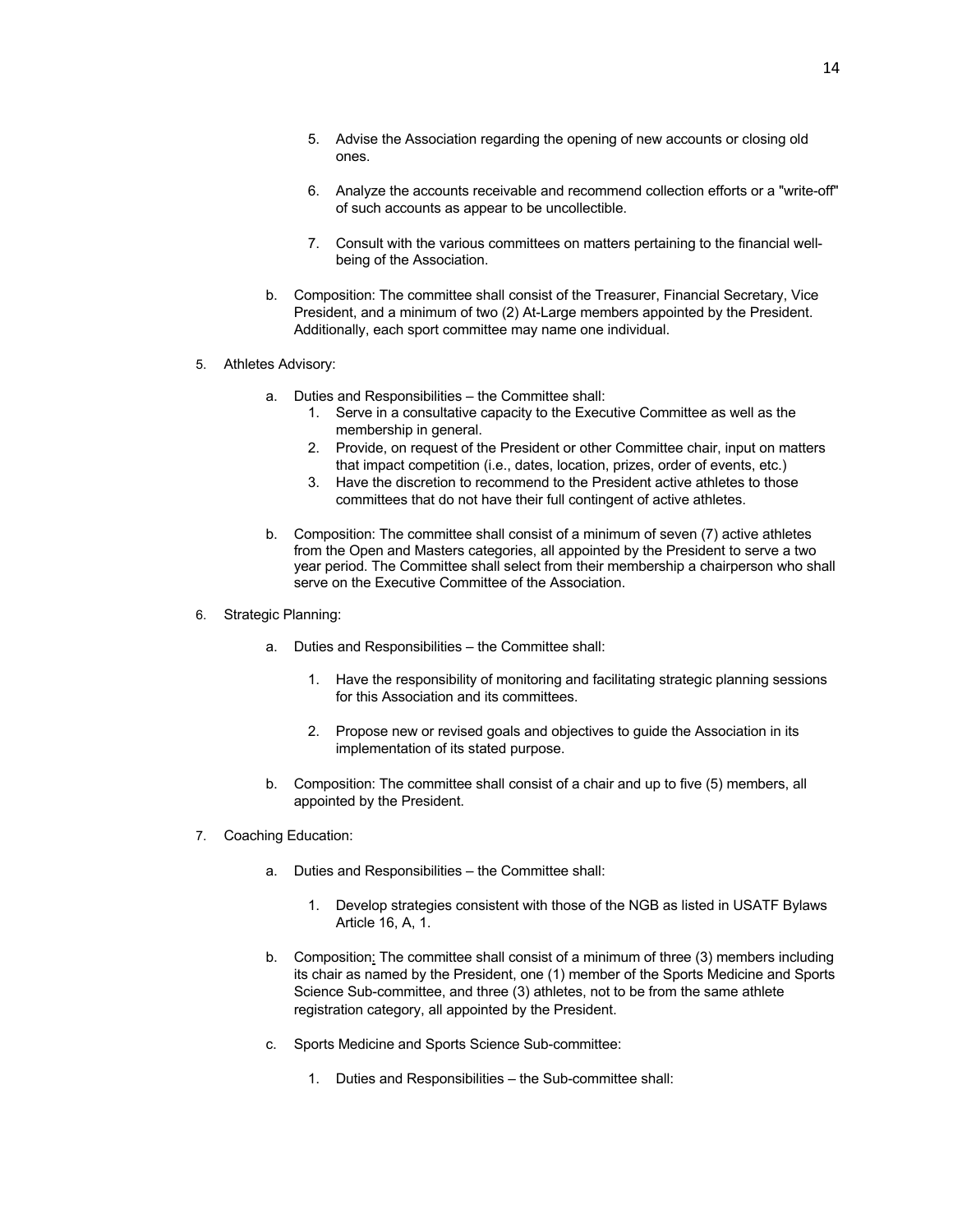5. Advise the Association regarding the opening of new accounts or closing old ones.

6. Analyze the accounts receivable and recommend collection efforts or a "write-off" of such accounts as appear to be uncollectible.

7. Consult with the various committees on matters pertaining to the financial well-being of the Association.

b. Composition: The committee shall consist of the Treasurer, Financial Secretary, Vice President, and a minimum of two (2) At-Large members appointed by the President. Additionally, each sport committee may name one individual.

5. Athletes Advisory:

   a. Duties and Responsibilities – the Committee shall:
      1. Serve in a consultative capacity to the Executive Committee as well as the membership in general.
      2. Provide, on request of the President or other Committee chair, input on matters that impact competition (i.e., dates, location, prizes, order of events, etc.)
      3. Have the discretion to recommend to the President active athletes to those committees that do not have their full contingent of active athletes.

   b. Composition: The committee shall consist of a minimum of seven (7) active athletes from the Open and Masters categories, all appointed by the President to serve a two year period. The Committee shall select from their membership a chairperson who shall serve on the Executive Committee of the Association.

6. Strategic Planning:

   a. Duties and Responsibilities – the Committee shall:

      1. Have the responsibility of monitoring and facilitating strategic planning sessions for this Association and its committees.

      2. Propose new or revised goals and objectives to guide the Association in its implementation of its stated purpose.

   b. Composition: The committee shall consist of a chair and up to five (5) members, all appointed by the President.

7. Coaching Education:

   a. Duties and Responsibilities – the Committee shall:

      1. Develop strategies consistent with those of the NGB as listed in USATF Bylaws Article 16, A, 1.

   b. Composition: The committee shall consist of a minimum of three (3) members including its chair as named by the President, one (1) member of the Sports Medicine and Sports Science Sub-committee, and three (3) athletes, not to be from the same athlete registration category, all appointed by the President.

   c. Sports Medicine and Sports Science Sub-committee:

      1. Duties and Responsibilities – the Sub-committee shall: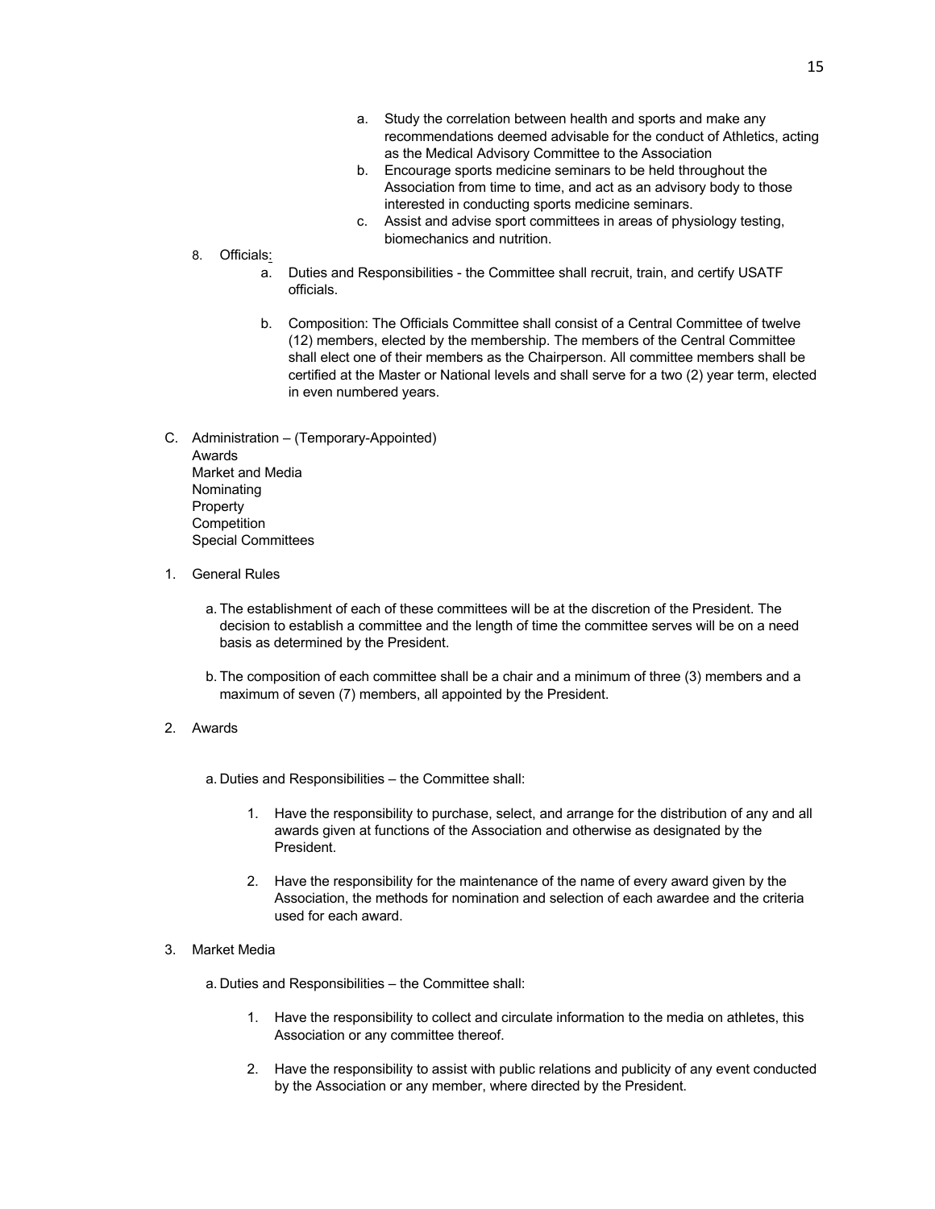a. Study the correlation between health and sports and make any recommendations deemed advisable for the conduct of Athletics, acting as the Medical Advisory Committee to the Association
   b. Encourage sports medicine seminars to be held throughout the Association from time to time, and act as an advisory body to those interested in conducting sports medicine seminars.
   c. Assist and advise sport committees in areas of physiology testing, biomechanics and nutrition.

8. Officials:
   a. Duties and Responsibilities - the Committee shall recruit, train, and certify USATF officials.

   b. Composition: The Officials Committee shall consist of a Central Committee of twelve (12) members, elected by the membership. The members of the Central Committee shall elect one of their members as the Chairperson. All committee members shall be certified at the Master or National levels and shall serve for a two (2) year term, elected in even numbered years.

C. Administration – (Temporary-Appointed)
   Awards
   Market and Media
   Nominating
   Property
   Competition
   Special Committees

1. General Rules

   a. The establishment of each of these committees will be at the discretion of the President. The decision to establish a committee and the length of time the committee serves will be on a need basis as determined by the President.

   b. The composition of each committee shall be a chair and a minimum of three (3) members and a maximum of seven (7) members, all appointed by the President.

2. Awards

   a. Duties and Responsibilities – the Committee shall:

      1. Have the responsibility to purchase, select, and arrange for the distribution of any and all awards given at functions of the Association and otherwise as designated by the President.

      2. Have the responsibility for the maintenance of the name of every award given by the Association, the methods for nomination and selection of each awardee and the criteria used for each award.

3. Market Media

   a. Duties and Responsibilities – the Committee shall:

      1. Have the responsibility to collect and circulate information to the media on athletes, this Association or any committee thereof.

      2. Have the responsibility to assist with public relations and publicity of any event conducted by the Association or any member, where directed by the President.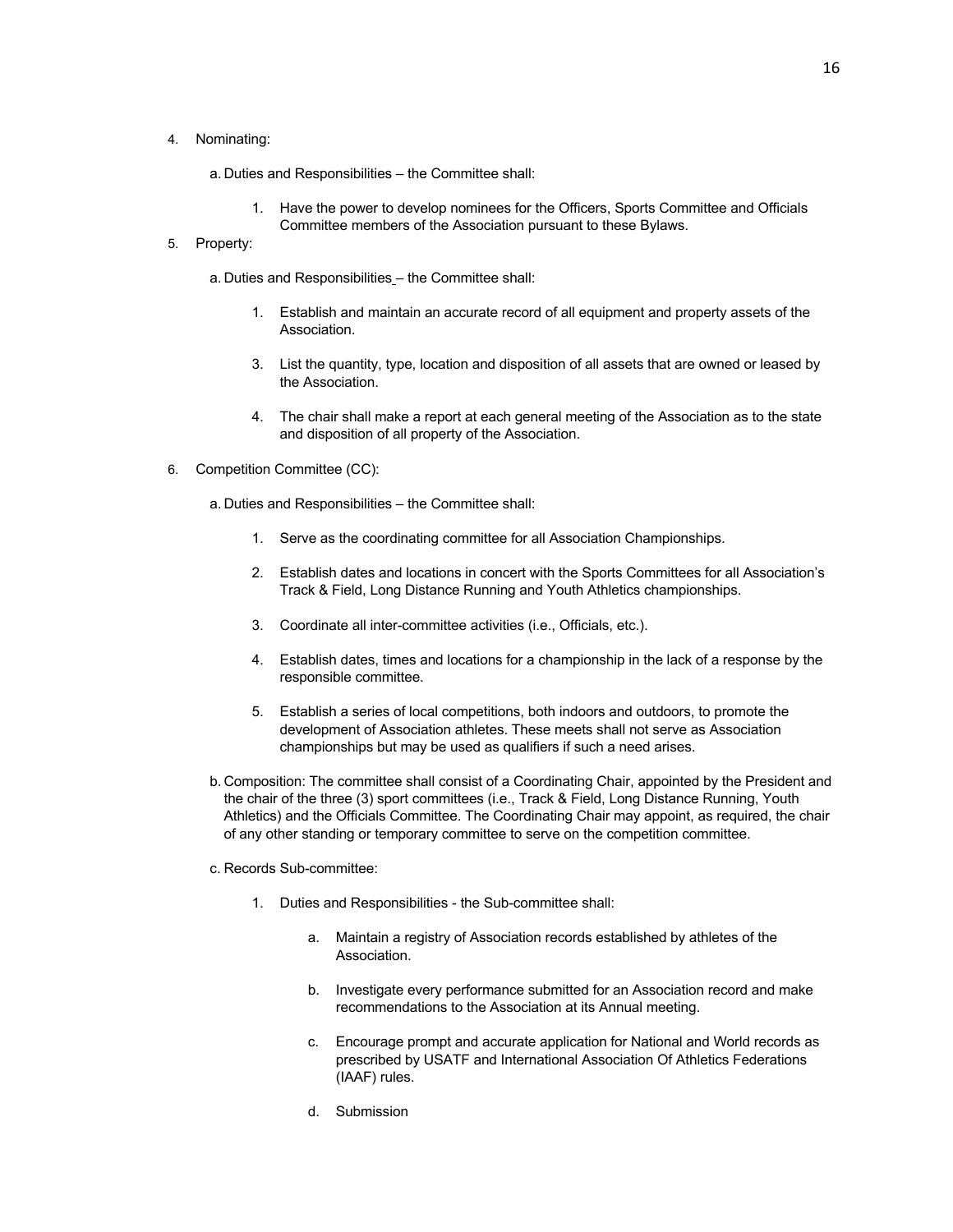4. Nominating:

   a. Duties and Responsibilities – the Committee shall:

      1. Have the power to develop nominees for the Officers, Sports Committee and Officials Committee members of the Association pursuant to these Bylaws.

5. Property:

   a. Duties and Responsibilities – the Committee shall:

      1. Establish and maintain an accurate record of all equipment and property assets of the Association.

      3. List the quantity, type, location and disposition of all assets that are owned or leased by the Association.

      4. The chair shall make a report at each general meeting of the Association as to the state and disposition of all property of the Association.

6. Competition Committee (CC):

   a. Duties and Responsibilities – the Committee shall:

      1. Serve as the coordinating committee for all Association Championships.

      2. Establish dates and locations in concert with the Sports Committees for all Association's Track & Field, Long Distance Running and Youth Athletics championships.

      3. Coordinate all inter-committee activities (i.e., Officials, etc.).

      4. Establish dates, times and locations for a championship in the lack of a response by the responsible committee.

      5. Establish a series of local competitions, both indoors and outdoors, to promote the development of Association athletes. These meets shall not serve as Association championships but may be used as qualifiers if such a need arises.

   b. Composition: The committee shall consist of a Coordinating Chair, appointed by the President and the chair of the three (3) sport committees (i.e., Track & Field, Long Distance Running, Youth Athletics) and the Officials Committee. The Coordinating Chair may appoint, as required, the chair of any other standing or temporary committee to serve on the competition committee.

   c. Records Sub-committee:

      1. Duties and Responsibilities - the Sub-committee shall:

         a. Maintain a registry of Association records established by athletes of the Association.

         b. Investigate every performance submitted for an Association record and make recommendations to the Association at its Annual meeting.

         c. Encourage prompt and accurate application for National and World records as prescribed by USATF and International Association Of Athletics Federations (IAAF) rules.

         d. Submission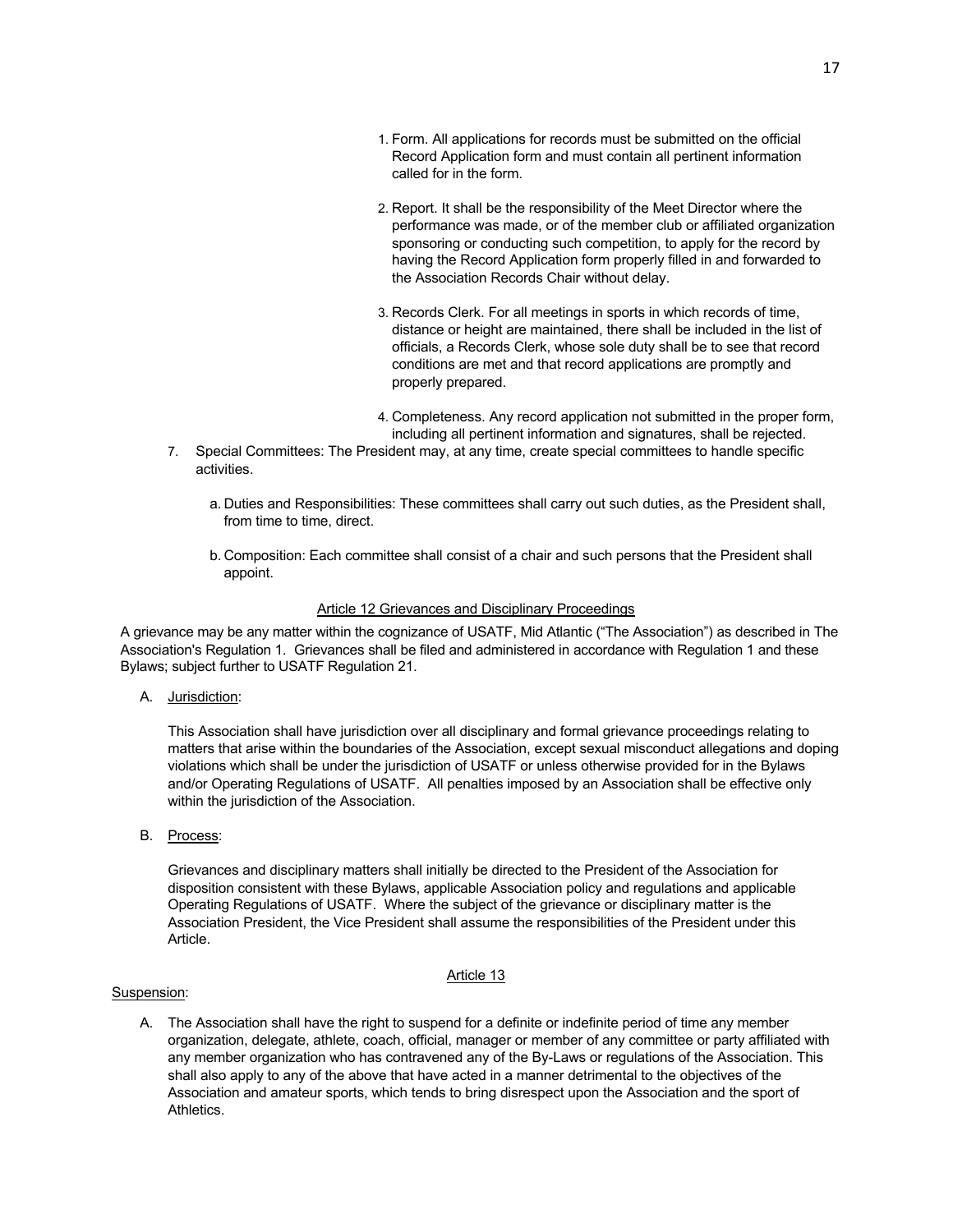1. Form. All applications for records must be submitted on the official Record Application form and must contain all pertinent information called for in the form.

2. Report. It shall be the responsibility of the Meet Director where the performance was made, or of the member club or affiliated organization sponsoring or conducting such competition, to apply for the record by having the Record Application form properly filled in and forwarded to the Association Records Chair without delay.

3. Records Clerk. For all meetings in sports in which records of time, distance or height are maintained, there shall be included in the list of officials, a Records Clerk, whose sole duty shall be to see that record conditions are met and that record applications are promptly and properly prepared.

4. Completeness. Any record application not submitted in the proper form, including all pertinent information and signatures, shall be rejected.

7. Special Committees: The President may, at any time, create special committees to handle specific activities.

   a. Duties and Responsibilities: These committees shall carry out such duties, as the President shall, from time to time, direct.

   b. Composition: Each committee shall consist of a chair and such persons that the President shall appoint.

## Article 12 Grievances and Disciplinary Proceedings

A grievance may be any matter within the cognizance of USATF, Mid Atlantic ("The Association") as described in The Association's Regulation 1. Grievances shall be filed and administered in accordance with Regulation 1 and these Bylaws; subject further to USATF Regulation 21.

A. Jurisdiction:

   This Association shall have jurisdiction over all disciplinary and formal grievance proceedings relating to matters that arise within the boundaries of the Association, except sexual misconduct allegations and doping violations which shall be under the jurisdiction of USATF or unless otherwise provided for in the Bylaws and/or Operating Regulations of USATF. All penalties imposed by an Association shall be effective only within the jurisdiction of the Association.

B. Process:

   Grievances and disciplinary matters shall initially be directed to the President of the Association for disposition consistent with these Bylaws, applicable Association policy and regulations and applicable Operating Regulations of USATF. Where the subject of the grievance or disciplinary matter is the Association President, the Vice President shall assume the responsibilities of the President under this Article.

## Article 13

Suspension:

A. The Association shall have the right to suspend for a definite or indefinite period of time any member organization, delegate, athlete, coach, official, manager or member of any committee or party affiliated with any member organization who has contravened any of the By-Laws or regulations of the Association. This shall also apply to any of the above that have acted in a manner detrimental to the objectives of the Association and amateur sports, which tends to bring disrespect upon the Association and the sport of Athletics.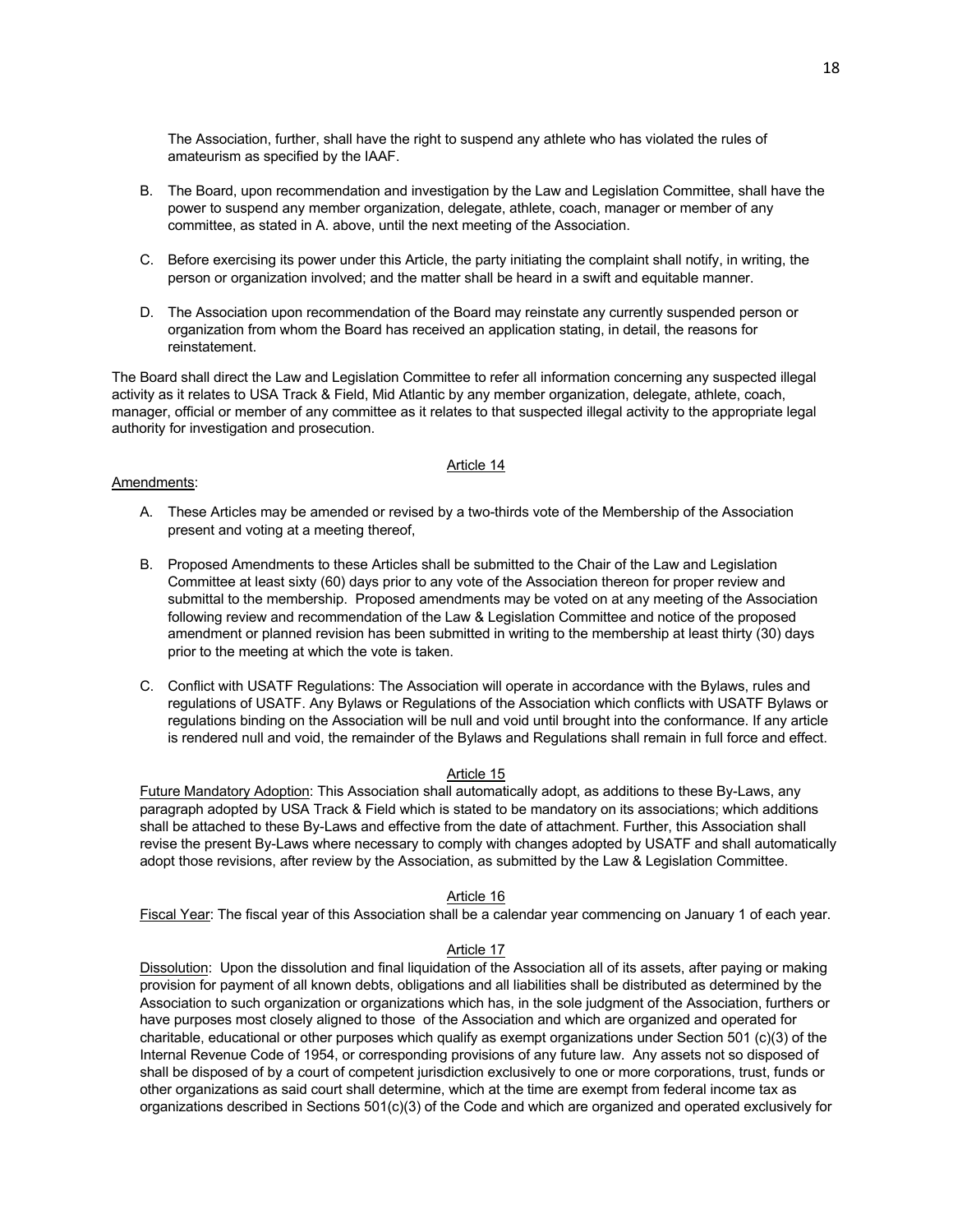The Association, further, shall have the right to suspend any athlete who has violated the rules of amateurism as specified by the IAAF.

B. The Board, upon recommendation and investigation by the Law and Legislation Committee, shall have the power to suspend any member organization, delegate, athlete, coach, manager or member of any committee, as stated in A. above, until the next meeting of the Association.

C. Before exercising its power under this Article, the party initiating the complaint shall notify, in writing, the person or organization involved; and the matter shall be heard in a swift and equitable manner.

D. The Association upon recommendation of the Board may reinstate any currently suspended person or organization from whom the Board has received an application stating, in detail, the reasons for reinstatement.

The Board shall direct the Law and Legislation Committee to refer all information concerning any suspected illegal activity as it relates to USA Track & Field, Mid Atlantic by any member organization, delegate, athlete, coach, manager, official or member of any committee as it relates to that suspected illegal activity to the appropriate legal authority for investigation and prosecution.

Article 14

Amendments:

A. These Articles may be amended or revised by a two-thirds vote of the Membership of the Association present and voting at a meeting thereof,

B. Proposed Amendments to these Articles shall be submitted to the Chair of the Law and Legislation Committee at least sixty (60) days prior to any vote of the Association thereon for proper review and submittal to the membership. Proposed amendments may be voted on at any meeting of the Association following review and recommendation of the Law & Legislation Committee and notice of the proposed amendment or planned revision has been submitted in writing to the membership at least thirty (30) days prior to the meeting at which the vote is taken.

C. Conflict with USATF Regulations: The Association will operate in accordance with the Bylaws, rules and regulations of USATF. Any Bylaws or Regulations of the Association which conflicts with USATF Bylaws or regulations binding on the Association will be null and void until brought into the conformance. If any article is rendered null and void, the remainder of the Bylaws and Regulations shall remain in full force and effect.

Article 15

Future Mandatory Adoption: This Association shall automatically adopt, as additions to these By-Laws, any paragraph adopted by USA Track & Field which is stated to be mandatory on its associations; which additions shall be attached to these By-Laws and effective from the date of attachment. Further, this Association shall revise the present By-Laws where necessary to comply with changes adopted by USATF and shall automatically adopt those revisions, after review by the Association, as submitted by the Law & Legislation Committee.

Article 16

Fiscal Year: The fiscal year of this Association shall be a calendar year commencing on January 1 of each year.

Article 17

Dissolution: Upon the dissolution and final liquidation of the Association all of its assets, after paying or making provision for payment of all known debts, obligations and all liabilities shall be distributed as determined by the Association to such organization or organizations which has, in the sole judgment of the Association, furthers or have purposes most closely aligned to those of the Association and which are organized and operated for charitable, educational or other purposes which qualify as exempt organizations under Section 501 (c)(3) of the Internal Revenue Code of 1954, or corresponding provisions of any future law. Any assets not so disposed of shall be disposed of by a court of competent jurisdiction exclusively to one or more corporations, trust, funds or other organizations as said court shall determine, which at the time are exempt from federal income tax as organizations described in Sections 501(c)(3) of the Code and which are organized and operated exclusively for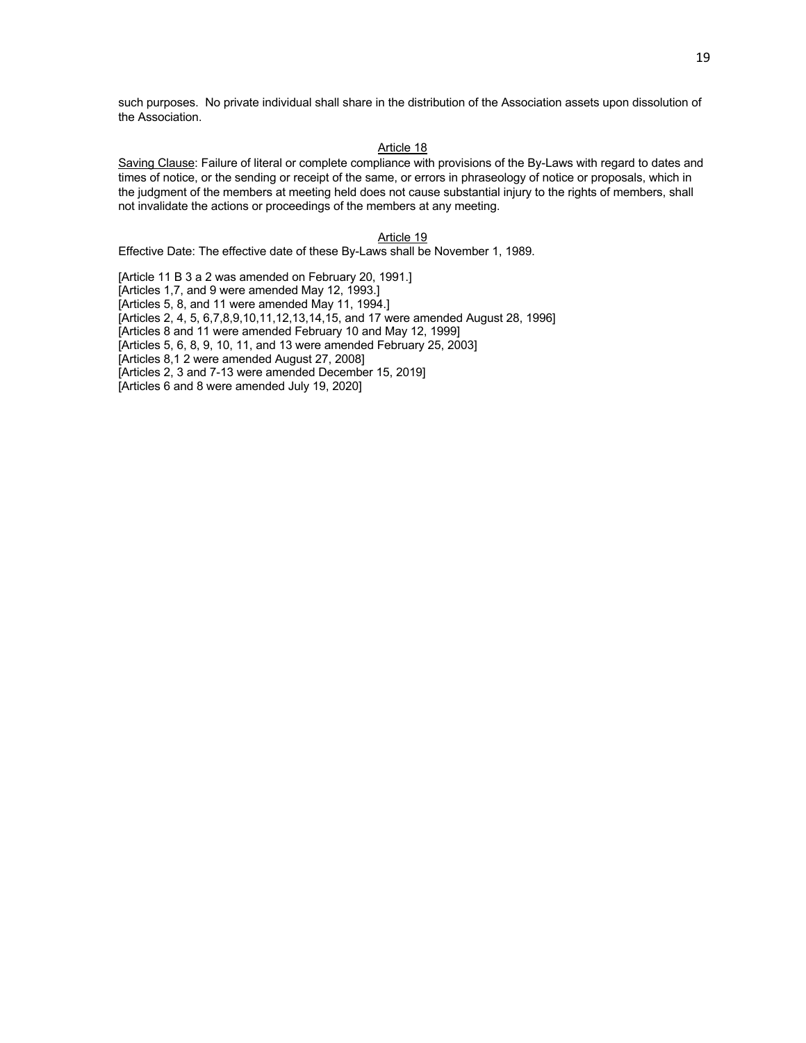such purposes. No private individual shall share in the distribution of the Association assets upon dissolution of the Association.

## Article 18

Saving Clause: Failure of literal or complete compliance with provisions of the By-Laws with regard to dates and times of notice, or the sending or receipt of the same, or errors in phraseology of notice or proposals, which in the judgment of the members at meeting held does not cause substantial injury to the rights of members, shall not invalidate the actions or proceedings of the members at any meeting.

## Article 19

Effective Date: The effective date of these By-Laws shall be November 1, 1989.

[Article 11 B 3 a 2 was amended on February 20, 1991.]
[Articles 1,7, and 9 were amended May 12, 1993.]
[Articles 5, 8, and 11 were amended May 11, 1994.]
[Articles 2, 4, 5, 6,7,8,9,10,11,12,13,14,15, and 17 were amended August 28, 1996]
[Articles 8 and 11 were amended February 10 and May 12, 1999]
[Articles 5, 6, 8, 9, 10, 11, and 13 were amended February 25, 2003]
[Articles 8,1 2 were amended August 27, 2008]
[Articles 2, 3 and 7-13 were amended December 15, 2019]
[Articles 6 and 8 were amended July 19, 2020]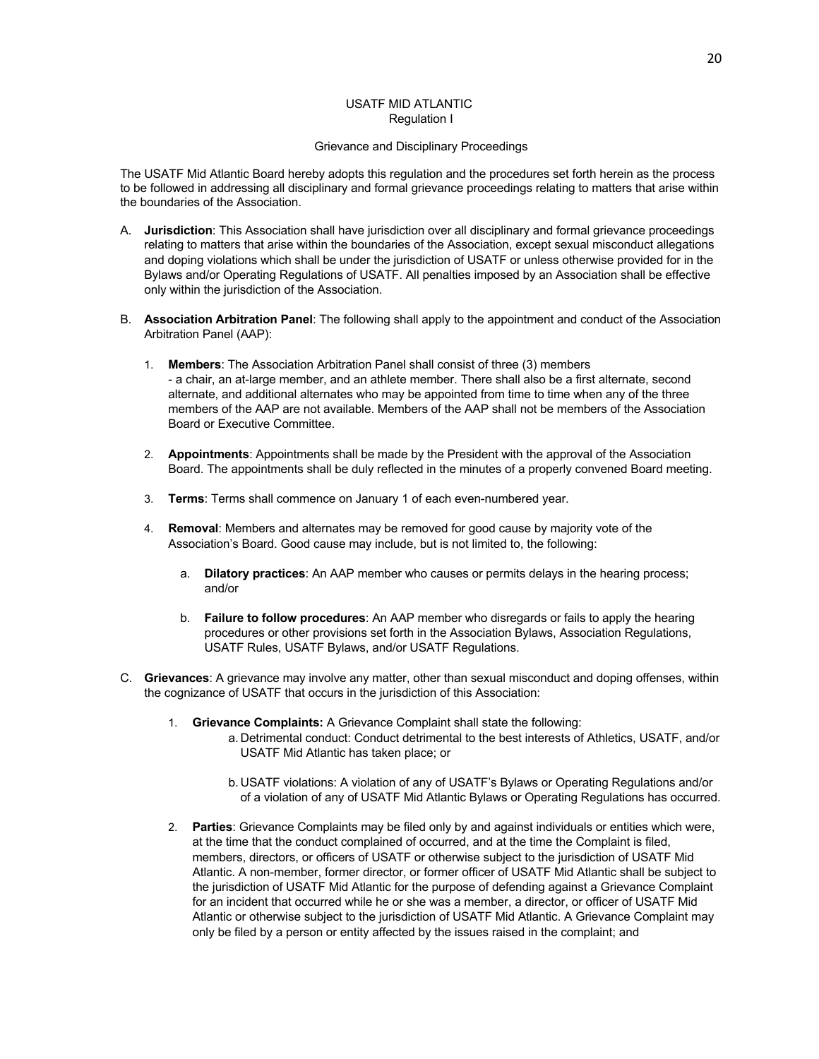# USATF MID ATLANTIC
## Regulation I

### Grievance and Disciplinary Proceedings

The USATF Mid Atlantic Board hereby adopts this regulation and the procedures set forth herein as the process to be followed in addressing all disciplinary and formal grievance proceedings relating to matters that arise within the boundaries of the Association.

A. **Jurisdiction**: This Association shall have jurisdiction over all disciplinary and formal grievance proceedings relating to matters that arise within the boundaries of the Association, except sexual misconduct allegations and doping violations which shall be under the jurisdiction of USATF or unless otherwise provided for in the Bylaws and/or Operating Regulations of USATF. All penalties imposed by an Association shall be effective only within the jurisdiction of the Association.

B. **Association Arbitration Panel**: The following shall apply to the appointment and conduct of the Association Arbitration Panel (AAP):

1. **Members**: The Association Arbitration Panel shall consist of three (3) members - a chair, an at-large member, and an athlete member. There shall also be a first alternate, second alternate, and additional alternates who may be appointed from time to time when any of the three members of the AAP are not available. Members of the AAP shall not be members of the Association Board or Executive Committee.

2. **Appointments**: Appointments shall be made by the President with the approval of the Association Board. The appointments shall be duly reflected in the minutes of a properly convened Board meeting.

3. **Terms**: Terms shall commence on January 1 of each even-numbered year.

4. **Removal**: Members and alternates may be removed for good cause by majority vote of the Association's Board. Good cause may include, but is not limited to, the following:

   a. **Dilatory practices**: An AAP member who causes or permits delays in the hearing process; and/or

   b. **Failure to follow procedures**: An AAP member who disregards or fails to apply the hearing procedures or other provisions set forth in the Association Bylaws, Association Regulations, USATF Rules, USATF Bylaws, and/or USATF Regulations.

C. **Grievances**: A grievance may involve any matter, other than sexual misconduct and doping offenses, within the cognizance of USATF that occurs in the jurisdiction of this Association:

1. **Grievance Complaints:** A Grievance Complaint shall state the following:

   a. Detrimental conduct: Conduct detrimental to the best interests of Athletics, USATF, and/or USATF Mid Atlantic has taken place; or

   b. USATF violations: A violation of any of USATF's Bylaws or Operating Regulations and/or of a violation of any of USATF Mid Atlantic Bylaws or Operating Regulations has occurred.

2. **Parties**: Grievance Complaints may be filed only by and against individuals or entities which were, at the time that the conduct complained of occurred, and at the time the Complaint is filed, members, directors, or officers of USATF or otherwise subject to the jurisdiction of USATF Mid Atlantic. A non-member, former director, or former officer of USATF Mid Atlantic shall be subject to the jurisdiction of USATF Mid Atlantic for the purpose of defending against a Grievance Complaint for an incident that occurred while he or she was a member, a director, or officer of USATF Mid Atlantic or otherwise subject to the jurisdiction of USATF Mid Atlantic. A Grievance Complaint may only be filed by a person or entity affected by the issues raised in the complaint; and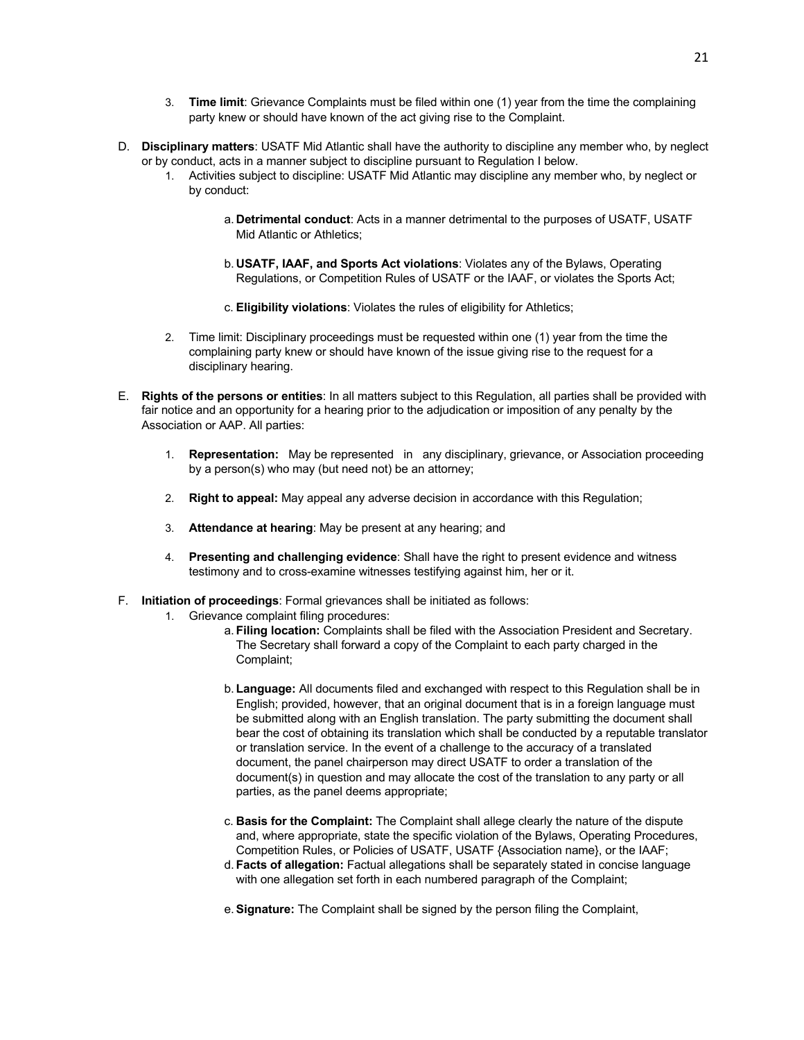3. **Time limit**: Grievance Complaints must be filed within one (1) year from the time the complaining party knew or should have known of the act giving rise to the Complaint.

D. **Disciplinary matters**: USATF Mid Atlantic shall have the authority to discipline any member who, by neglect or by conduct, acts in a manner subject to discipline pursuant to Regulation I below.

1. Activities subject to discipline: USATF Mid Atlantic may discipline any member who, by neglect or by conduct:

   a. **Detrimental conduct**: Acts in a manner detrimental to the purposes of USATF, USATF Mid Atlantic or Athletics;

   b. **USATF, IAAF, and Sports Act violations**: Violates any of the Bylaws, Operating Regulations, or Competition Rules of USATF or the IAAF, or violates the Sports Act;

   c. **Eligibility violations**: Violates the rules of eligibility for Athletics;

2. Time limit: Disciplinary proceedings must be requested within one (1) year from the time the complaining party knew or should have known of the issue giving rise to the request for a disciplinary hearing.

E. **Rights of the persons or entities**: In all matters subject to this Regulation, all parties shall be provided with fair notice and an opportunity for a hearing prior to the adjudication or imposition of any penalty by the Association or AAP. All parties:

1. **Representation:** May be represented in any disciplinary, grievance, or Association proceeding by a person(s) who may (but need not) be an attorney;

2. **Right to appeal:** May appeal any adverse decision in accordance with this Regulation;

3. **Attendance at hearing**: May be present at any hearing; and

4. **Presenting and challenging evidence**: Shall have the right to present evidence and witness testimony and to cross-examine witnesses testifying against him, her or it.

F. **Initiation of proceedings**: Formal grievances shall be initiated as follows:

1. Grievance complaint filing procedures:

   a. **Filing location:** Complaints shall be filed with the Association President and Secretary. The Secretary shall forward a copy of the Complaint to each party charged in the Complaint;

   b. **Language:** All documents filed and exchanged with respect to this Regulation shall be in English; provided, however, that an original document that is in a foreign language must be submitted along with an English translation. The party submitting the document shall bear the cost of obtaining its translation which shall be conducted by a reputable translator or translation service. In the event of a challenge to the accuracy of a translated document, the panel chairperson may direct USATF to order a translation of the document(s) in question and may allocate the cost of the translation to any party or all parties, as the panel deems appropriate;

   c. **Basis for the Complaint:** The Complaint shall allege clearly the nature of the dispute and, where appropriate, state the specific violation of the Bylaws, Operating Procedures, Competition Rules, or Policies of USATF, USATF {Association name}, or the IAAF;

   d. **Facts of allegation:** Factual allegations shall be separately stated in concise language with one allegation set forth in each numbered paragraph of the Complaint;

   e. **Signature:** The Complaint shall be signed by the person filing the Complaint,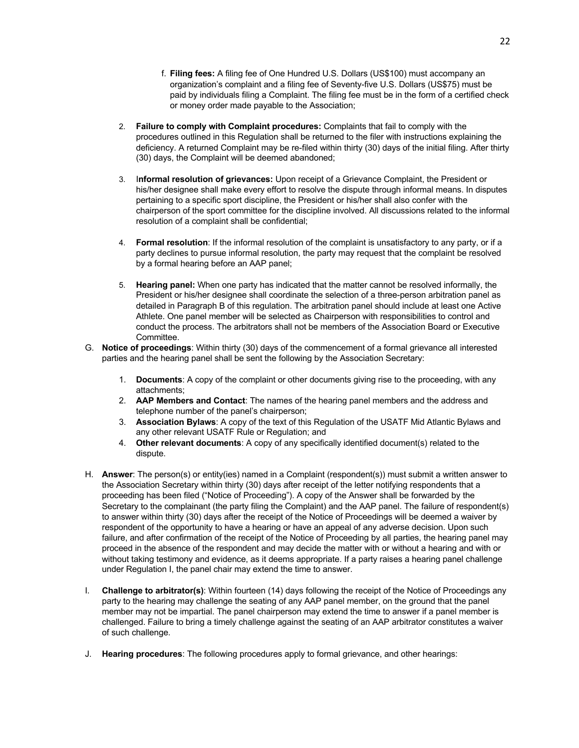f. **Filing fees:** A filing fee of One Hundred U.S. Dollars (US$100) must accompany an organization's complaint and a filing fee of Seventy-five U.S. Dollars (US$75) must be paid by individuals filing a Complaint. The filing fee must be in the form of a certified check or money order made payable to the Association;

2. **Failure to comply with Complaint procedures:** Complaints that fail to comply with the procedures outlined in this Regulation shall be returned to the filer with instructions explaining the deficiency. A returned Complaint may be re-filed within thirty (30) days of the initial filing. After thirty (30) days, the Complaint will be deemed abandoned;

3. I**nformal resolution of grievances:** Upon receipt of a Grievance Complaint, the President or his/her designee shall make every effort to resolve the dispute through informal means. In disputes pertaining to a specific sport discipline, the President or his/her shall also confer with the chairperson of the sport committee for the discipline involved. All discussions related to the informal resolution of a complaint shall be confidential;

4. **Formal resolution**: If the informal resolution of the complaint is unsatisfactory to any party, or if a party declines to pursue informal resolution, the party may request that the complaint be resolved by a formal hearing before an AAP panel;

5. **Hearing panel:** When one party has indicated that the matter cannot be resolved informally, the President or his/her designee shall coordinate the selection of a three-person arbitration panel as detailed in Paragraph B of this regulation. The arbitration panel should include at least one Active Athlete. One panel member will be selected as Chairperson with responsibilities to control and conduct the process. The arbitrators shall not be members of the Association Board or Executive Committee.

G. **Notice of proceedings**: Within thirty (30) days of the commencement of a formal grievance all interested parties and the hearing panel shall be sent the following by the Association Secretary:

1. **Documents**: A copy of the complaint or other documents giving rise to the proceeding, with any attachments;
2. **AAP Members and Contact**: The names of the hearing panel members and the address and telephone number of the panel's chairperson;
3. **Association Bylaws**: A copy of the text of this Regulation of the USATF Mid Atlantic Bylaws and any other relevant USATF Rule or Regulation; and
4. **Other relevant documents**: A copy of any specifically identified document(s) related to the dispute.

H. **Answer**: The person(s) or entity(ies) named in a Complaint (respondent(s)) must submit a written answer to the Association Secretary within thirty (30) days after receipt of the letter notifying respondents that a proceeding has been filed ("Notice of Proceeding"). A copy of the Answer shall be forwarded by the Secretary to the complainant (the party filing the Complaint) and the AAP panel. The failure of respondent(s) to answer within thirty (30) days after the receipt of the Notice of Proceedings will be deemed a waiver by respondent of the opportunity to have a hearing or have an appeal of any adverse decision. Upon such failure, and after confirmation of the receipt of the Notice of Proceeding by all parties, the hearing panel may proceed in the absence of the respondent and may decide the matter with or without a hearing and with or without taking testimony and evidence, as it deems appropriate. If a party raises a hearing panel challenge under Regulation I, the panel chair may extend the time to answer.

I. **Challenge to arbitrator(s)**: Within fourteen (14) days following the receipt of the Notice of Proceedings any party to the hearing may challenge the seating of any AAP panel member, on the ground that the panel member may not be impartial. The panel chairperson may extend the time to answer if a panel member is challenged. Failure to bring a timely challenge against the seating of an AAP arbitrator constitutes a waiver of such challenge.

J. **Hearing procedures**: The following procedures apply to formal grievance, and other hearings: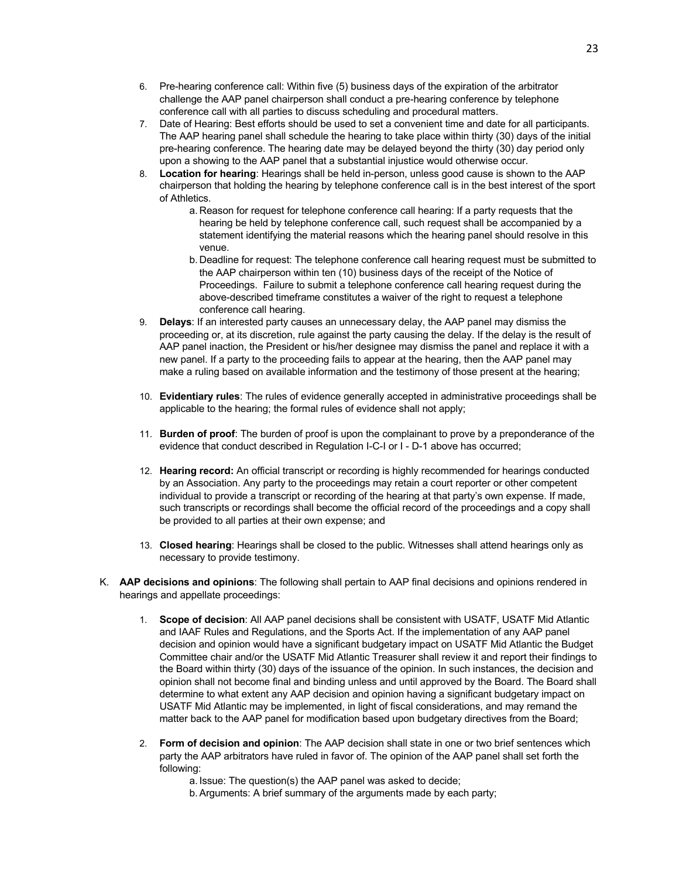6. Pre-hearing conference call: Within five (5) business days of the expiration of the arbitrator challenge the AAP panel chairperson shall conduct a pre-hearing conference by telephone conference call with all parties to discuss scheduling and procedural matters.
7. Date of Hearing: Best efforts should be used to set a convenient time and date for all participants. The AAP hearing panel shall schedule the hearing to take place within thirty (30) days of the initial pre-hearing conference. The hearing date may be delayed beyond the thirty (30) day period only upon a showing to the AAP panel that a substantial injustice would otherwise occur.
8. **Location for hearing**: Hearings shall be held in-person, unless good cause is shown to the AAP chairperson that holding the hearing by telephone conference call is in the best interest of the sport of Athletics.
    a. Reason for request for telephone conference call hearing: If a party requests that the hearing be held by telephone conference call, such request shall be accompanied by a statement identifying the material reasons which the hearing panel should resolve in this venue.
    b. Deadline for request: The telephone conference call hearing request must be submitted to the AAP chairperson within ten (10) business days of the receipt of the Notice of Proceedings. Failure to submit a telephone conference call hearing request during the above-described timeframe constitutes a waiver of the right to request a telephone conference call hearing.
9. **Delays**: If an interested party causes an unnecessary delay, the AAP panel may dismiss the proceeding or, at its discretion, rule against the party causing the delay. If the delay is the result of AAP panel inaction, the President or his/her designee may dismiss the panel and replace it with a new panel. If a party to the proceeding fails to appear at the hearing, then the AAP panel may make a ruling based on available information and the testimony of those present at the hearing;
10. **Evidentiary rules**: The rules of evidence generally accepted in administrative proceedings shall be applicable to the hearing; the formal rules of evidence shall not apply;
11. **Burden of proof**: The burden of proof is upon the complainant to prove by a preponderance of the evidence that conduct described in Regulation I-C-I or I - D-1 above has occurred;
12. **Hearing record:** An official transcript or recording is highly recommended for hearings conducted by an Association. Any party to the proceedings may retain a court reporter or other competent individual to provide a transcript or recording of the hearing at that party's own expense. If made, such transcripts or recordings shall become the official record of the proceedings and a copy shall be provided to all parties at their own expense; and
13. **Closed hearing**: Hearings shall be closed to the public. Witnesses shall attend hearings only as necessary to provide testimony.

K. **AAP decisions and opinions**: The following shall pertain to AAP final decisions and opinions rendered in hearings and appellate proceedings:

1. **Scope of decision**: All AAP panel decisions shall be consistent with USATF, USATF Mid Atlantic and IAAF Rules and Regulations, and the Sports Act. If the implementation of any AAP panel decision and opinion would have a significant budgetary impact on USATF Mid Atlantic the Budget Committee chair and/or the USATF Mid Atlantic Treasurer shall review it and report their findings to the Board within thirty (30) days of the issuance of the opinion. In such instances, the decision and opinion shall not become final and binding unless and until approved by the Board. The Board shall determine to what extent any AAP decision and opinion having a significant budgetary impact on USATF Mid Atlantic may be implemented, in light of fiscal considerations, and may remand the matter back to the AAP panel for modification based upon budgetary directives from the Board;
2. **Form of decision and opinion**: The AAP decision shall state in one or two brief sentences which party the AAP arbitrators have ruled in favor of. The opinion of the AAP panel shall set forth the following:
    a. Issue: The question(s) the AAP panel was asked to decide;
    b. Arguments: A brief summary of the arguments made by each party;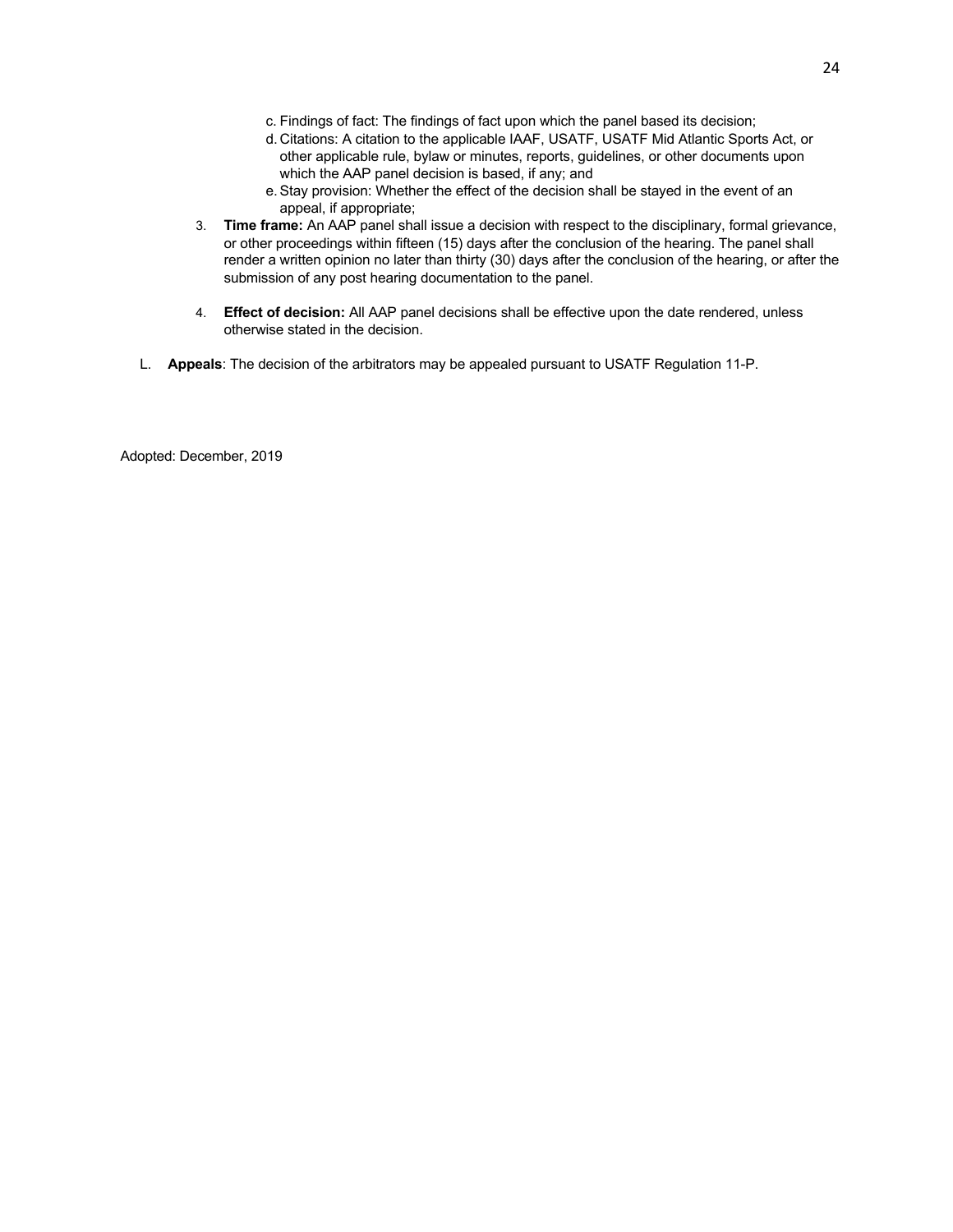c. Findings of fact: The findings of fact upon which the panel based its decision;
   d. Citations: A citation to the applicable IAAF, USATF, USATF Mid Atlantic Sports Act, or other applicable rule, bylaw or minutes, reports, guidelines, or other documents upon which the AAP panel decision is based, if any; and
   e. Stay provision: Whether the effect of the decision shall be stayed in the event of an appeal, if appropriate;

3. **Time frame:** An AAP panel shall issue a decision with respect to the disciplinary, formal grievance, or other proceedings within fifteen (15) days after the conclusion of the hearing. The panel shall render a written opinion no later than thirty (30) days after the conclusion of the hearing, or after the submission of any post hearing documentation to the panel.

4. **Effect of decision:** All AAP panel decisions shall be effective upon the date rendered, unless otherwise stated in the decision.

L. **Appeals**: The decision of the arbitrators may be appealed pursuant to USATF Regulation 11-P.

Adopted: December, 2019